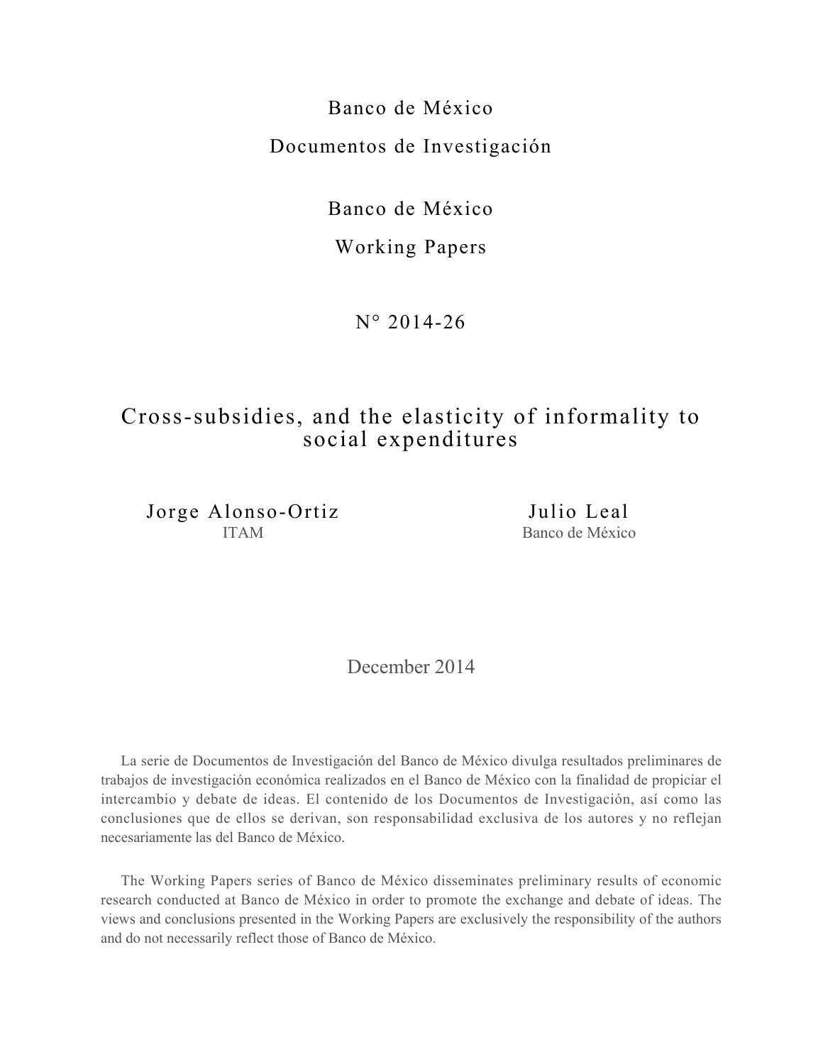Banco de México

Documentos de Investigación

Banco de México

Working Papers

N° 2014-26

# Cross-subsidies, and the elasticity of informality to social expenditures

Jorge Alonso-Ortiz
ITAM

Julio Leal
Banco de México

December 2014

La serie de Documentos de Investigación del Banco de México divulga resultados preliminares de trabajos de investigación económica realizados en el Banco de México con la finalidad de propiciar el intercambio y debate de ideas. El contenido de los Documentos de Investigación, así como las conclusiones que de ellos se derivan, son responsabilidad exclusiva de los autores y no reflejan necesariamente las del Banco de México.

The Working Papers series of Banco de México disseminates preliminary results of economic research conducted at Banco de México in order to promote the exchange and debate of ideas. The views and conclusions presented in the Working Papers are exclusively the responsibility of the authors and do not necessarily reflect those of Banco de México.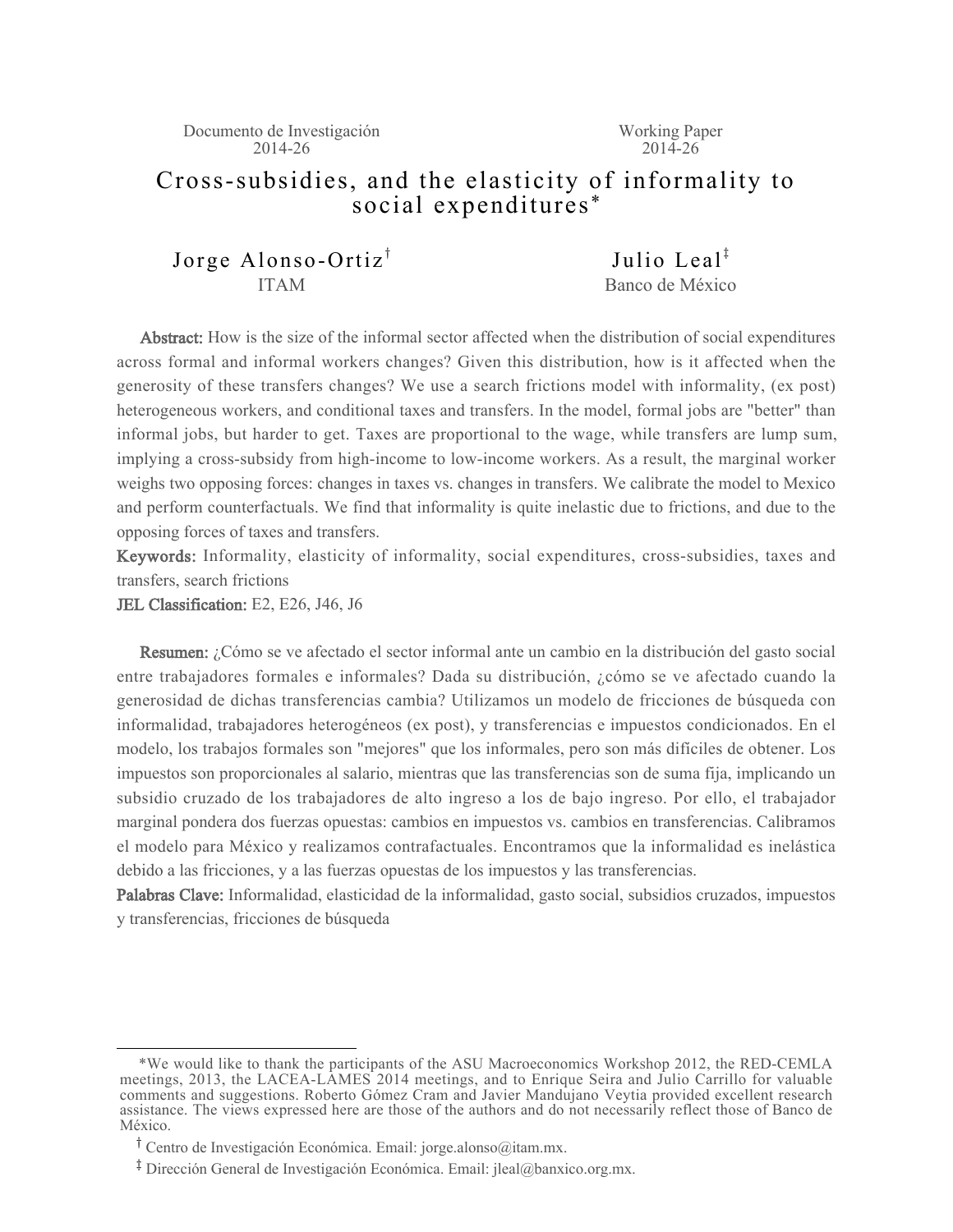Documento de Investigación 2014-26

Working Paper 2014-26

# Cross-subsidies, and the elasticity of informality to social expenditures*

Jorge Alonso-Ortiz[†]
ITAM

Julio Leal[‡]
Banco de México

**Abstract:** How is the size of the informal sector affected when the distribution of social expenditures across formal and informal workers changes? Given this distribution, how is it affected when the generosity of these transfers changes? We use a search frictions model with informality, (ex post) heterogeneous workers, and conditional taxes and transfers. In the model, formal jobs are "better" than informal jobs, but harder to get. Taxes are proportional to the wage, while transfers are lump sum, implying a cross-subsidy from high-income to low-income workers. As a result, the marginal worker weighs two opposing forces: changes in taxes vs. changes in transfers. We calibrate the model to Mexico and perform counterfactuals. We find that informality is quite inelastic due to frictions, and due to the opposing forces of taxes and transfers.

**Keywords:** Informality, elasticity of informality, social expenditures, cross-subsidies, taxes and transfers, search frictions

**JEL Classification:** E2, E26, J46, J6

**Resumen:** ¿Cómo se ve afectado el sector informal ante un cambio en la distribución del gasto social entre trabajadores formales e informales? Dada su distribución, ¿cómo se ve afectado cuando la generosidad de dichas transferencias cambia? Utilizamos un modelo de fricciones de búsqueda con informalidad, trabajadores heterogéneos (ex post), y transferencias e impuestos condicionados. En el modelo, los trabajos formales son "mejores" que los informales, pero son más difíciles de obtener. Los impuestos son proporcionales al salario, mientras que las transferencias son de suma fija, implicando un subsidio cruzado de los trabajadores de alto ingreso a los de bajo ingreso. Por ello, el trabajador marginal pondera dos fuerzas opuestas: cambios en impuestos vs. cambios en transferencias. Calibramos el modelo para México y realizamos contrafactuales. Encontramos que la informalidad es inelástica debido a las fricciones, y a las fuerzas opuestas de los impuestos y las transferencias.

**Palabras Clave:** Informalidad, elasticidad de la informalidad, gasto social, subsidios cruzados, impuestos y transferencias, fricciones de búsqueda

---

*We would like to thank the participants of the ASU Macroeconomics Workshop 2012, the RED-CEMLA meetings, 2013, the LACEA-LAMES 2014 meetings, and to Enrique Seira and Julio Carrillo for valuable comments and suggestions. Roberto Gómez Cram and Javier Mandujano Veytia provided excellent research assistance. The views expressed here are those of the authors and do not necessarily reflect those of Banco de México.

[†] Centro de Investigación Económica. Email: jorge.alonso@itam.mx.

[‡] Dirección General de Investigación Económica. Email: jleal@banxico.org.mx.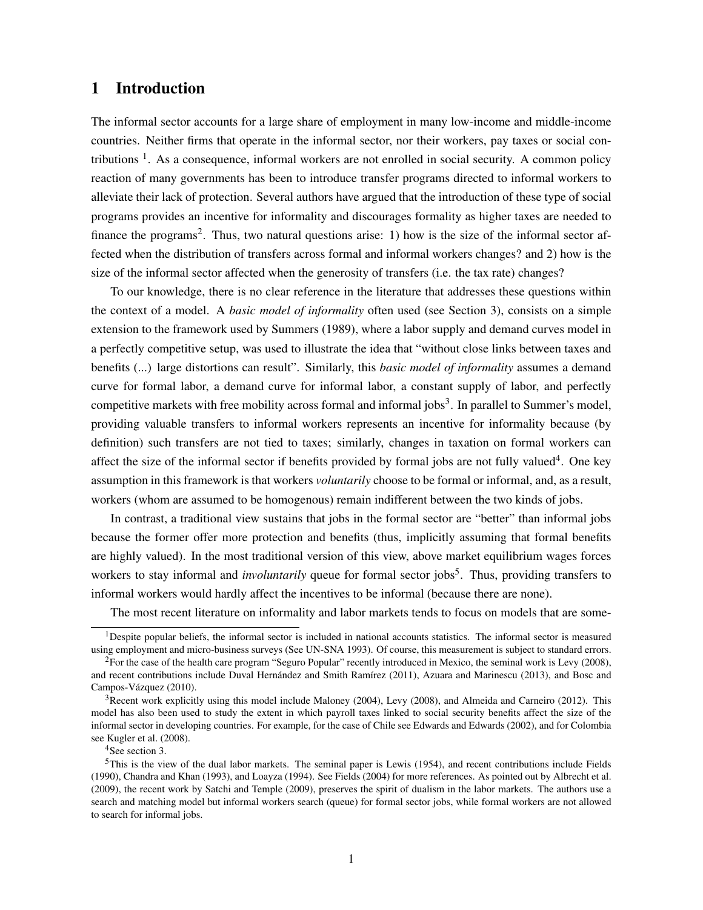# 1 Introduction

The informal sector accounts for a large share of employment in many low-income and middle-income countries. Neither firms that operate in the informal sector, nor their workers, pay taxes or social contributions [1]. As a consequence, informal workers are not enrolled in social security. A common policy reaction of many governments has been to introduce transfer programs directed to informal workers to alleviate their lack of protection. Several authors have argued that the introduction of these type of social programs provides an incentive for informality and discourages formality as higher taxes are needed to finance the programs[2]. Thus, two natural questions arise: 1) how is the size of the informal sector affected when the distribution of transfers across formal and informal workers changes? and 2) how is the size of the informal sector affected when the generosity of transfers (i.e. the tax rate) changes?

To our knowledge, there is no clear reference in the literature that addresses these questions within the context of a model. A *basic model of informality* often used (see Section 3), consists on a simple extension to the framework used by Summers (1989), where a labor supply and demand curves model in a perfectly competitive setup, was used to illustrate the idea that "without close links between taxes and benefits (...) large distortions can result". Similarly, this *basic model of informality* assumes a demand curve for formal labor, a demand curve for informal labor, a constant supply of labor, and perfectly competitive markets with free mobility across formal and informal jobs[3]. In parallel to Summer's model, providing valuable transfers to informal workers represents an incentive for informality because (by definition) such transfers are not tied to taxes; similarly, changes in taxation on formal workers can affect the size of the informal sector if benefits provided by formal jobs are not fully valued[4]. One key assumption in this framework is that workers *voluntarily* choose to be formal or informal, and, as a result, workers (whom are assumed to be homogenous) remain indifferent between the two kinds of jobs.

In contrast, a traditional view sustains that jobs in the formal sector are "better" than informal jobs because the former offer more protection and benefits (thus, implicitly assuming that formal benefits are highly valued). In the most traditional version of this view, above market equilibrium wages forces workers to stay informal and *involuntarily* queue for formal sector jobs[5]. Thus, providing transfers to informal workers would hardly affect the incentives to be informal (because there are none).

The most recent literature on informality and labor markets tends to focus on models that are some-

---

[1] Despite popular beliefs, the informal sector is included in national accounts statistics. The informal sector is measured using employment and micro-business surveys (See UN-SNA 1993). Of course, this measurement is subject to standard errors.

[2] For the case of the health care program "Seguro Popular" recently introduced in Mexico, the seminal work is Levy (2008), and recent contributions include Duval Hernández and Smith Ramírez (2011), Azuara and Marinescu (2013), and Bosc and Campos-Vázquez (2010).

[3] Recent work explicitly using this model include Maloney (2004), Levy (2008), and Almeida and Carneiro (2012). This model has also been used to study the extent in which payroll taxes linked to social security benefits affect the size of the informal sector in developing countries. For example, for the case of Chile see Edwards and Edwards (2002), and for Colombia see Kugler et al. (2008).

[4] See section 3.

[5] This is the view of the dual labor markets. The seminal paper is Lewis (1954), and recent contributions include Fields (1990), Chandra and Khan (1993), and Loayza (1994). See Fields (2004) for more references. As pointed out by Albrecht et al. (2009), the recent work by Satchi and Temple (2009), preserves the spirit of dualism in the labor markets. The authors use a search and matching model but informal workers search (queue) for formal sector jobs, while formal workers are not allowed to search for informal jobs.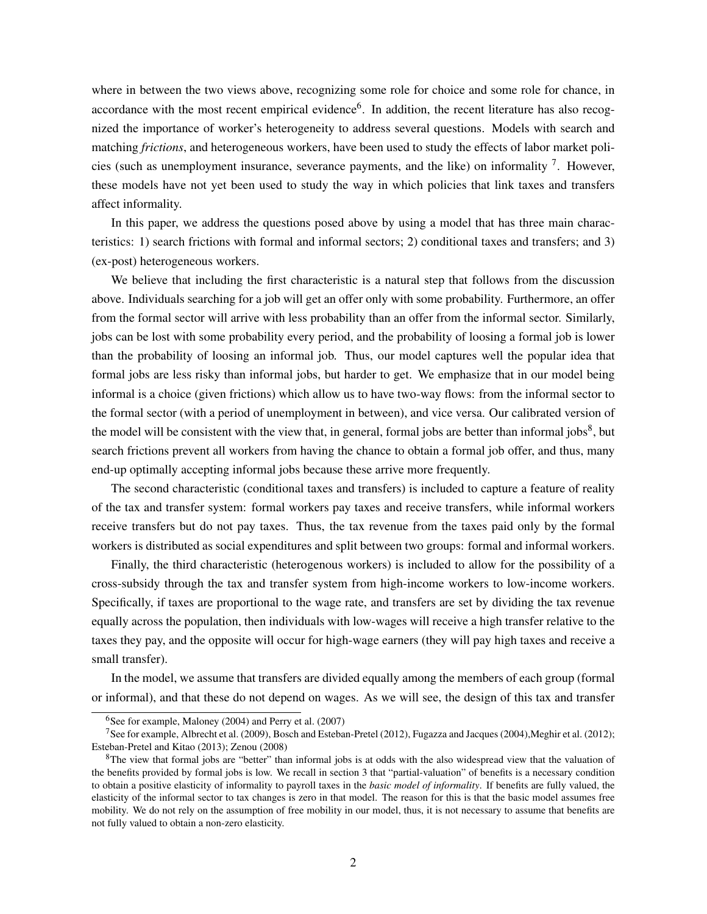where in between the two views above, recognizing some role for choice and some role for chance, in accordance with the most recent empirical evidence[6]. In addition, the recent literature has also recognized the importance of worker's heterogeneity to address several questions. Models with search and matching *frictions*, and heterogeneous workers, have been used to study the effects of labor market policies (such as unemployment insurance, severance payments, and the like) on informality [7]. However, these models have not yet been used to study the way in which policies that link taxes and transfers affect informality.

In this paper, we address the questions posed above by using a model that has three main characteristics: 1) search frictions with formal and informal sectors; 2) conditional taxes and transfers; and 3) (ex-post) heterogeneous workers.

We believe that including the first characteristic is a natural step that follows from the discussion above. Individuals searching for a job will get an offer only with some probability. Furthermore, an offer from the formal sector will arrive with less probability than an offer from the informal sector. Similarly, jobs can be lost with some probability every period, and the probability of loosing a formal job is lower than the probability of loosing an informal job. Thus, our model captures well the popular idea that formal jobs are less risky than informal jobs, but harder to get. We emphasize that in our model being informal is a choice (given frictions) which allow us to have two-way flows: from the informal sector to the formal sector (with a period of unemployment in between), and vice versa. Our calibrated version of the model will be consistent with the view that, in general, formal jobs are better than informal jobs[8], but search frictions prevent all workers from having the chance to obtain a formal job offer, and thus, many end-up optimally accepting informal jobs because these arrive more frequently.

The second characteristic (conditional taxes and transfers) is included to capture a feature of reality of the tax and transfer system: formal workers pay taxes and receive transfers, while informal workers receive transfers but do not pay taxes. Thus, the tax revenue from the taxes paid only by the formal workers is distributed as social expenditures and split between two groups: formal and informal workers.

Finally, the third characteristic (heterogenous workers) is included to allow for the possibility of a cross-subsidy through the tax and transfer system from high-income workers to low-income workers. Specifically, if taxes are proportional to the wage rate, and transfers are set by dividing the tax revenue equally across the population, then individuals with low-wages will receive a high transfer relative to the taxes they pay, and the opposite will occur for high-wage earners (they will pay high taxes and receive a small transfer).

In the model, we assume that transfers are divided equally among the members of each group (formal or informal), and that these do not depend on wages. As we will see, the design of this tax and transfer

---

[6] See for example, Maloney (2004) and Perry et al. (2007)

[7] See for example, Albrecht et al. (2009), Bosch and Esteban-Pretel (2012), Fugazza and Jacques (2004),Meghir et al. (2012); Esteban-Pretel and Kitao (2013); Zenou (2008)

[8] The view that formal jobs are "better" than informal jobs is at odds with the also widespread view that the valuation of the benefits provided by formal jobs is low. We recall in section 3 that "partial-valuation" of benefits is a necessary condition to obtain a positive elasticity of informality to payroll taxes in the *basic model of informality*. If benefits are fully valued, the elasticity of the informal sector to tax changes is zero in that model. The reason for this is that the basic model assumes free mobility. We do not rely on the assumption of free mobility in our model, thus, it is not necessary to assume that benefits are not fully valued to obtain a non-zero elasticity.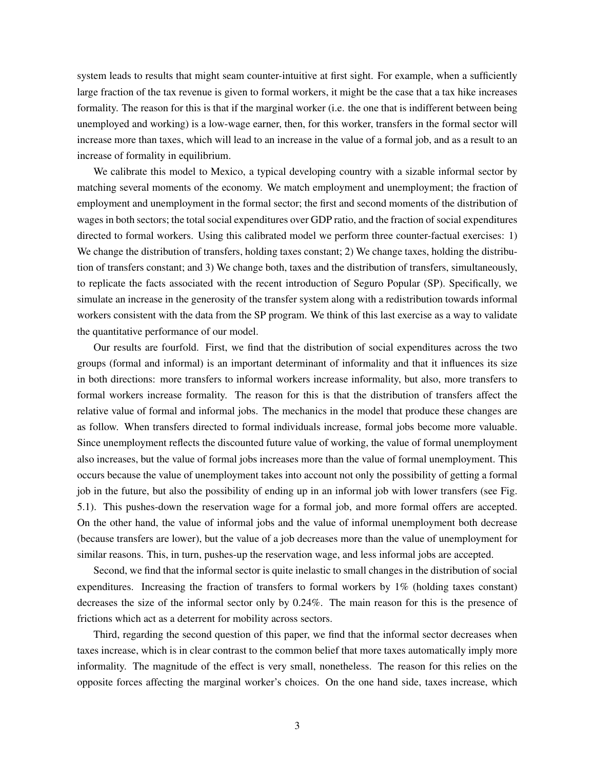system leads to results that might seam counter-intuitive at first sight. For example, when a sufficiently large fraction of the tax revenue is given to formal workers, it might be the case that a tax hike increases formality. The reason for this is that if the marginal worker (i.e. the one that is indifferent between being unemployed and working) is a low-wage earner, then, for this worker, transfers in the formal sector will increase more than taxes, which will lead to an increase in the value of a formal job, and as a result to an increase of formality in equilibrium.

We calibrate this model to Mexico, a typical developing country with a sizable informal sector by matching several moments of the economy. We match employment and unemployment; the fraction of employment and unemployment in the formal sector; the first and second moments of the distribution of wages in both sectors; the total social expenditures over GDP ratio, and the fraction of social expenditures directed to formal workers. Using this calibrated model we perform three counter-factual exercises: 1) We change the distribution of transfers, holding taxes constant; 2) We change taxes, holding the distribution of transfers constant; and 3) We change both, taxes and the distribution of transfers, simultaneously, to replicate the facts associated with the recent introduction of Seguro Popular (SP). Specifically, we simulate an increase in the generosity of the transfer system along with a redistribution towards informal workers consistent with the data from the SP program. We think of this last exercise as a way to validate the quantitative performance of our model.

Our results are fourfold. First, we find that the distribution of social expenditures across the two groups (formal and informal) is an important determinant of informality and that it influences its size in both directions: more transfers to informal workers increase informality, but also, more transfers to formal workers increase formality. The reason for this is that the distribution of transfers affect the relative value of formal and informal jobs. The mechanics in the model that produce these changes are as follow. When transfers directed to formal individuals increase, formal jobs become more valuable. Since unemployment reflects the discounted future value of working, the value of formal unemployment also increases, but the value of formal jobs increases more than the value of formal unemployment. This occurs because the value of unemployment takes into account not only the possibility of getting a formal job in the future, but also the possibility of ending up in an informal job with lower transfers (see Fig. 5.1). This pushes-down the reservation wage for a formal job, and more formal offers are accepted. On the other hand, the value of informal jobs and the value of informal unemployment both decrease (because transfers are lower), but the value of a job decreases more than the value of unemployment for similar reasons. This, in turn, pushes-up the reservation wage, and less informal jobs are accepted.

Second, we find that the informal sector is quite inelastic to small changes in the distribution of social expenditures. Increasing the fraction of transfers to formal workers by 1% (holding taxes constant) decreases the size of the informal sector only by 0.24%. The main reason for this is the presence of frictions which act as a deterrent for mobility across sectors.

Third, regarding the second question of this paper, we find that the informal sector decreases when taxes increase, which is in clear contrast to the common belief that more taxes automatically imply more informality. The magnitude of the effect is very small, nonetheless. The reason for this relies on the opposite forces affecting the marginal worker's choices. On the one hand side, taxes increase, which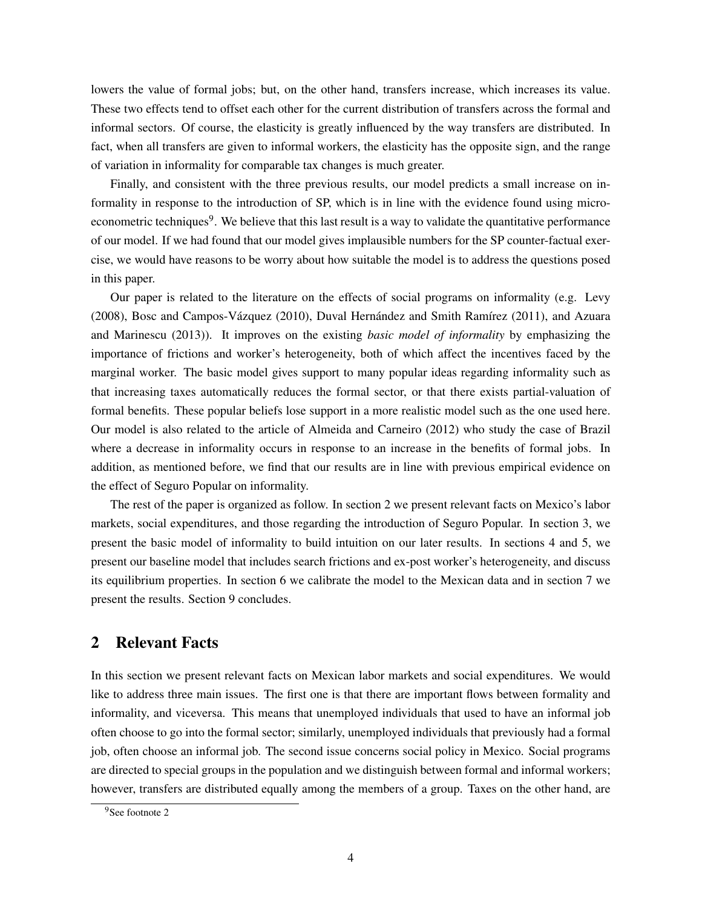lowers the value of formal jobs; but, on the other hand, transfers increase, which increases its value. These two effects tend to offset each other for the current distribution of transfers across the formal and informal sectors. Of course, the elasticity is greatly influenced by the way transfers are distributed. In fact, when all transfers are given to informal workers, the elasticity has the opposite sign, and the range of variation in informality for comparable tax changes is much greater.

Finally, and consistent with the three previous results, our model predicts a small increase on informality in response to the introduction of SP, which is in line with the evidence found using microeconometric techniques[9]. We believe that this last result is a way to validate the quantitative performance of our model. If we had found that our model gives implausible numbers for the SP counter-factual exercise, we would have reasons to be worry about how suitable the model is to address the questions posed in this paper.

Our paper is related to the literature on the effects of social programs on informality (e.g. Levy (2008), Bosc and Campos-Vázquez (2010), Duval Hernández and Smith Ramírez (2011), and Azuara and Marinescu (2013)). It improves on the existing *basic model of informality* by emphasizing the importance of frictions and worker's heterogeneity, both of which affect the incentives faced by the marginal worker. The basic model gives support to many popular ideas regarding informality such as that increasing taxes automatically reduces the formal sector, or that there exists partial-valuation of formal benefits. These popular beliefs lose support in a more realistic model such as the one used here. Our model is also related to the article of Almeida and Carneiro (2012) who study the case of Brazil where a decrease in informality occurs in response to an increase in the benefits of formal jobs. In addition, as mentioned before, we find that our results are in line with previous empirical evidence on the effect of Seguro Popular on informality.

The rest of the paper is organized as follow. In section 2 we present relevant facts on Mexico's labor markets, social expenditures, and those regarding the introduction of Seguro Popular. In section 3, we present the basic model of informality to build intuition on our later results. In sections 4 and 5, we present our baseline model that includes search frictions and ex-post worker's heterogeneity, and discuss its equilibrium properties. In section 6 we calibrate the model to the Mexican data and in section 7 we present the results. Section 9 concludes.

## 2 Relevant Facts

In this section we present relevant facts on Mexican labor markets and social expenditures. We would like to address three main issues. The first one is that there are important flows between formality and informality, and viceversa. This means that unemployed individuals that used to have an informal job often choose to go into the formal sector; similarly, unemployed individuals that previously had a formal job, often choose an informal job. The second issue concerns social policy in Mexico. Social programs are directed to special groups in the population and we distinguish between formal and informal workers; however, transfers are distributed equally among the members of a group. Taxes on the other hand, are

[9] See footnote 2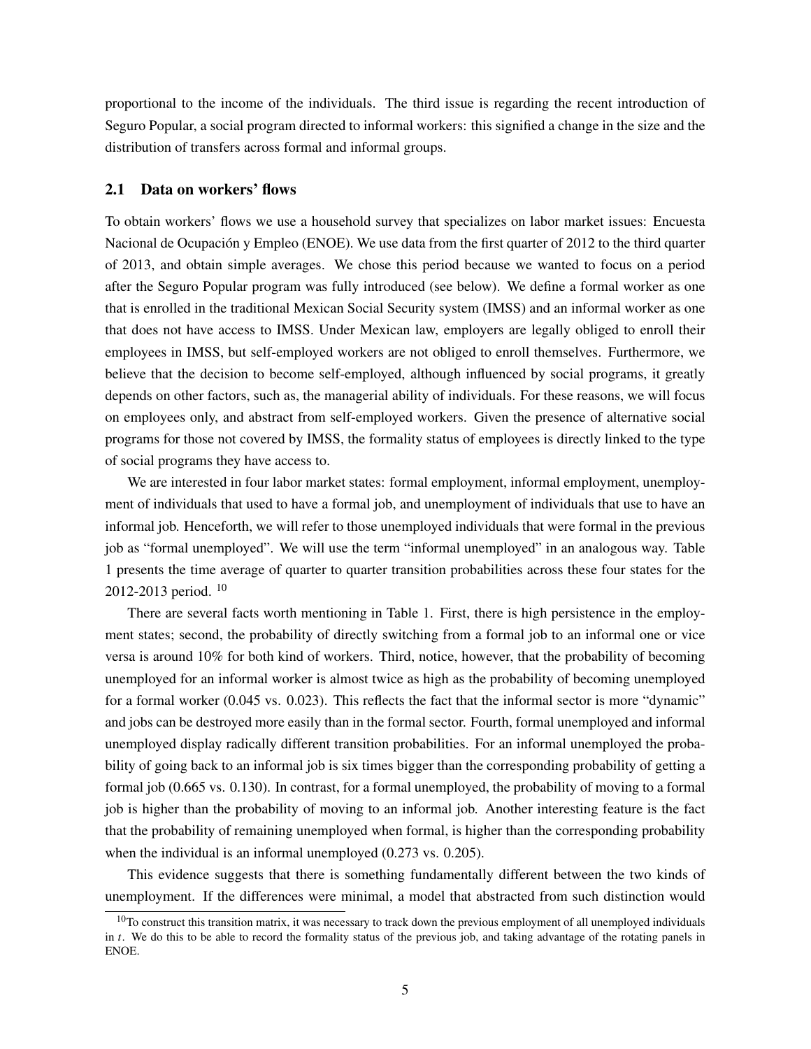proportional to the income of the individuals. The third issue is regarding the recent introduction of Seguro Popular, a social program directed to informal workers: this signified a change in the size and the distribution of transfers across formal and informal groups.

## 2.1 Data on workers' flows

To obtain workers' flows we use a household survey that specializes on labor market issues: Encuesta Nacional de Ocupación y Empleo (ENOE). We use data from the first quarter of 2012 to the third quarter of 2013, and obtain simple averages. We chose this period because we wanted to focus on a period after the Seguro Popular program was fully introduced (see below). We define a formal worker as one that is enrolled in the traditional Mexican Social Security system (IMSS) and an informal worker as one that does not have access to IMSS. Under Mexican law, employers are legally obliged to enroll their employees in IMSS, but self-employed workers are not obliged to enroll themselves. Furthermore, we believe that the decision to become self-employed, although influenced by social programs, it greatly depends on other factors, such as, the managerial ability of individuals. For these reasons, we will focus on employees only, and abstract from self-employed workers. Given the presence of alternative social programs for those not covered by IMSS, the formality status of employees is directly linked to the type of social programs they have access to.

We are interested in four labor market states: formal employment, informal employment, unemployment of individuals that used to have a formal job, and unemployment of individuals that use to have an informal job. Henceforth, we will refer to those unemployed individuals that were formal in the previous job as "formal unemployed". We will use the term "informal unemployed" in an analogous way. Table 1 presents the time average of quarter to quarter transition probabilities across these four states for the 2012-2013 period. [10]

There are several facts worth mentioning in Table 1. First, there is high persistence in the employment states; second, the probability of directly switching from a formal job to an informal one or vice versa is around 10% for both kind of workers. Third, notice, however, that the probability of becoming unemployed for an informal worker is almost twice as high as the probability of becoming unemployed for a formal worker (0.045 vs. 0.023). This reflects the fact that the informal sector is more "dynamic" and jobs can be destroyed more easily than in the formal sector. Fourth, formal unemployed and informal unemployed display radically different transition probabilities. For an informal unemployed the probability of going back to an informal job is six times bigger than the corresponding probability of getting a formal job (0.665 vs. 0.130). In contrast, for a formal unemployed, the probability of moving to a formal job is higher than the probability of moving to an informal job. Another interesting feature is the fact that the probability of remaining unemployed when formal, is higher than the corresponding probability when the individual is an informal unemployed (0.273 vs. 0.205).

This evidence suggests that there is something fundamentally different between the two kinds of unemployment. If the differences were minimal, a model that abstracted from such distinction would

[10] To construct this transition matrix, it was necessary to track down the previous employment of all unemployed individuals in $t$. We do this to be able to record the formality status of the previous job, and taking advantage of the rotating panels in ENOE.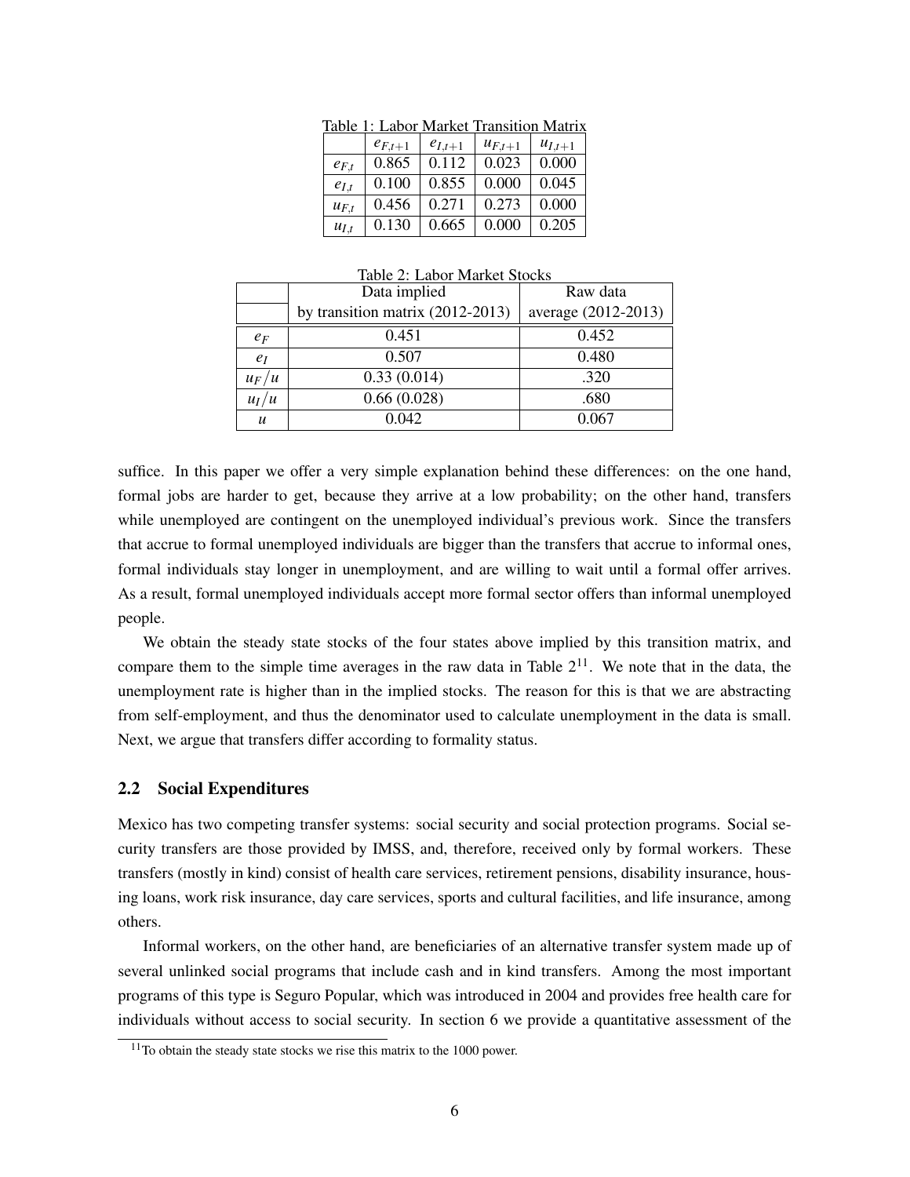Table 1: Labor Market Transition Matrix

|  | $e_{F,t+1}$ | $e_{I,t+1}$ | $u_{F,t+1}$ | $u_{I,t+1}$ |
|---|---|---|---|---|
| $e_{F,t}$ | 0.865 | 0.112 | 0.023 | 0.000 |
| $e_{I,t}$ | 0.100 | 0.855 | 0.000 | 0.045 |
| $u_{F,t}$ | 0.456 | 0.271 | 0.273 | 0.000 |
| $u_{I,t}$ | 0.130 | 0.665 | 0.000 | 0.205 |

Table 2: Labor Market Stocks

|  | Data implied | Raw data |
|---|---|---|
|  | by transition matrix (2012-2013) | average (2012-2013) |
| $e_F$ | 0.451 | 0.452 |
| $e_I$ | 0.507 | 0.480 |
| $u_F/u$ | 0.33 (0.014) | .320 |
| $u_I/u$ | 0.66 (0.028) | .680 |
| $u$ | 0.042 | 0.067 |

suffice. In this paper we offer a very simple explanation behind these differences: on the one hand, formal jobs are harder to get, because they arrive at a low probability; on the other hand, transfers while unemployed are contingent on the unemployed individual's previous work. Since the transfers that accrue to formal unemployed individuals are bigger than the transfers that accrue to informal ones, formal individuals stay longer in unemployment, and are willing to wait until a formal offer arrives. As a result, formal unemployed individuals accept more formal sector offers than informal unemployed people.

We obtain the steady state stocks of the four states above implied by this transition matrix, and compare them to the simple time averages in the raw data in Table 2[11]. We note that in the data, the unemployment rate is higher than in the implied stocks. The reason for this is that we are abstracting from self-employment, and thus the denominator used to calculate unemployment in the data is small. Next, we argue that transfers differ according to formality status.

### 2.2 Social Expenditures

Mexico has two competing transfer systems: social security and social protection programs. Social security transfers are those provided by IMSS, and, therefore, received only by formal workers. These transfers (mostly in kind) consist of health care services, retirement pensions, disability insurance, housing loans, work risk insurance, day care services, sports and cultural facilities, and life insurance, among others.

Informal workers, on the other hand, are beneficiaries of an alternative transfer system made up of several unlinked social programs that include cash and in kind transfers. Among the most important programs of this type is Seguro Popular, which was introduced in 2004 and provides free health care for individuals without access to social security. In section 6 we provide a quantitative assessment of the

[11] To obtain the steady state stocks we rise this matrix to the 1000 power.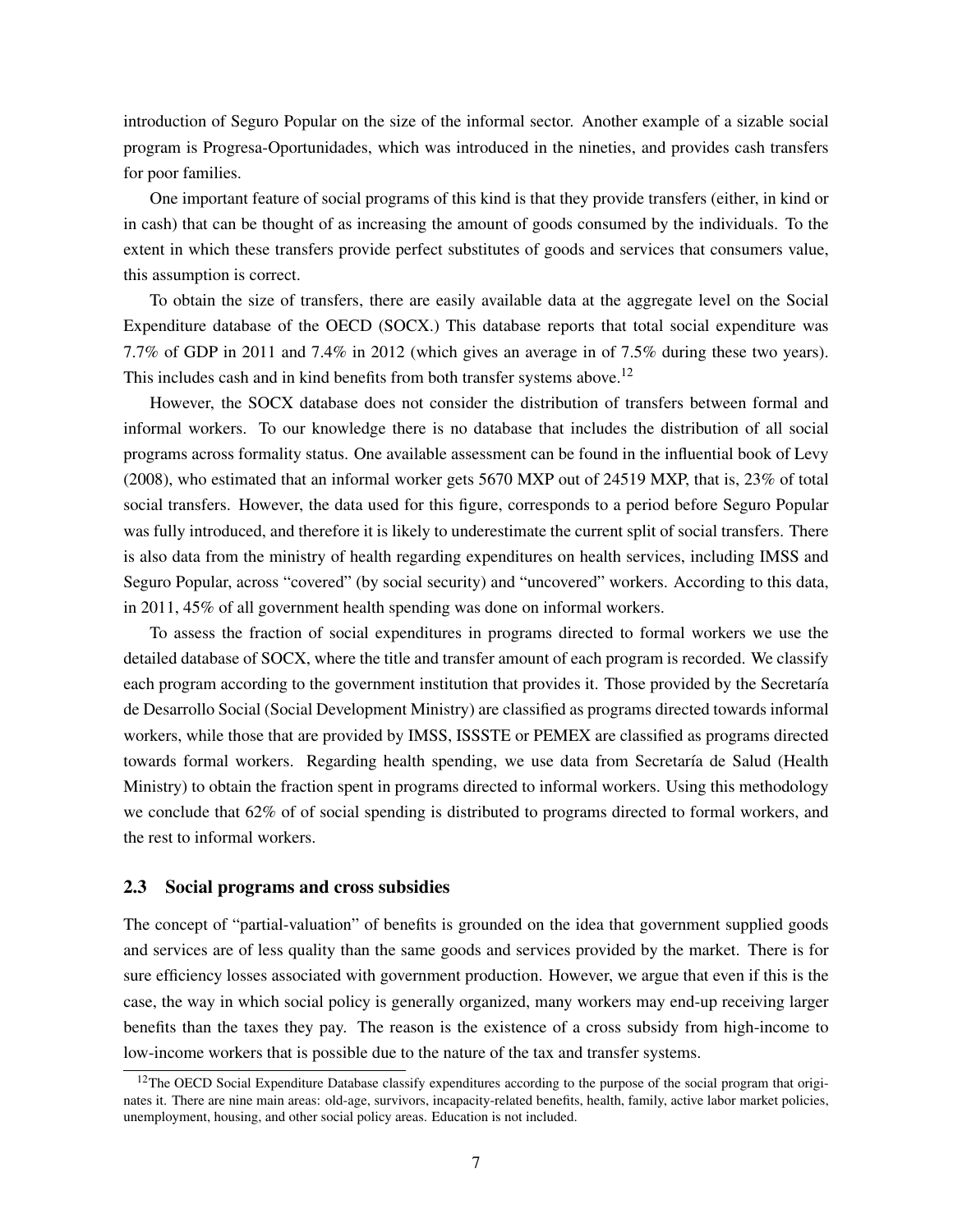introduction of Seguro Popular on the size of the informal sector. Another example of a sizable social program is Progresa-Oportunidades, which was introduced in the nineties, and provides cash transfers for poor families.

One important feature of social programs of this kind is that they provide transfers (either, in kind or in cash) that can be thought of as increasing the amount of goods consumed by the individuals. To the extent in which these transfers provide perfect substitutes of goods and services that consumers value, this assumption is correct.

To obtain the size of transfers, there are easily available data at the aggregate level on the Social Expenditure database of the OECD (SOCX.) This database reports that total social expenditure was 7.7% of GDP in 2011 and 7.4% in 2012 (which gives an average in of 7.5% during these two years). This includes cash and in kind benefits from both transfer systems above.[12]

However, the SOCX database does not consider the distribution of transfers between formal and informal workers. To our knowledge there is no database that includes the distribution of all social programs across formality status. One available assessment can be found in the influential book of Levy (2008), who estimated that an informal worker gets 5670 MXP out of 24519 MXP, that is, 23% of total social transfers. However, the data used for this figure, corresponds to a period before Seguro Popular was fully introduced, and therefore it is likely to underestimate the current split of social transfers. There is also data from the ministry of health regarding expenditures on health services, including IMSS and Seguro Popular, across "covered" (by social security) and "uncovered" workers. According to this data, in 2011, 45% of all government health spending was done on informal workers.

To assess the fraction of social expenditures in programs directed to formal workers we use the detailed database of SOCX, where the title and transfer amount of each program is recorded. We classify each program according to the government institution that provides it. Those provided by the Secretaría de Desarrollo Social (Social Development Ministry) are classified as programs directed towards informal workers, while those that are provided by IMSS, ISSSTE or PEMEX are classified as programs directed towards formal workers. Regarding health spending, we use data from Secretaría de Salud (Health Ministry) to obtain the fraction spent in programs directed to informal workers. Using this methodology we conclude that 62% of of social spending is distributed to programs directed to formal workers, and the rest to informal workers.

### 2.3 Social programs and cross subsidies

The concept of "partial-valuation" of benefits is grounded on the idea that government supplied goods and services are of less quality than the same goods and services provided by the market. There is for sure efficiency losses associated with government production. However, we argue that even if this is the case, the way in which social policy is generally organized, many workers may end-up receiving larger benefits than the taxes they pay. The reason is the existence of a cross subsidy from high-income to low-income workers that is possible due to the nature of the tax and transfer systems.

[12] The OECD Social Expenditure Database classify expenditures according to the purpose of the social program that originates it. There are nine main areas: old-age, survivors, incapacity-related benefits, health, family, active labor market policies, unemployment, housing, and other social policy areas. Education is not included.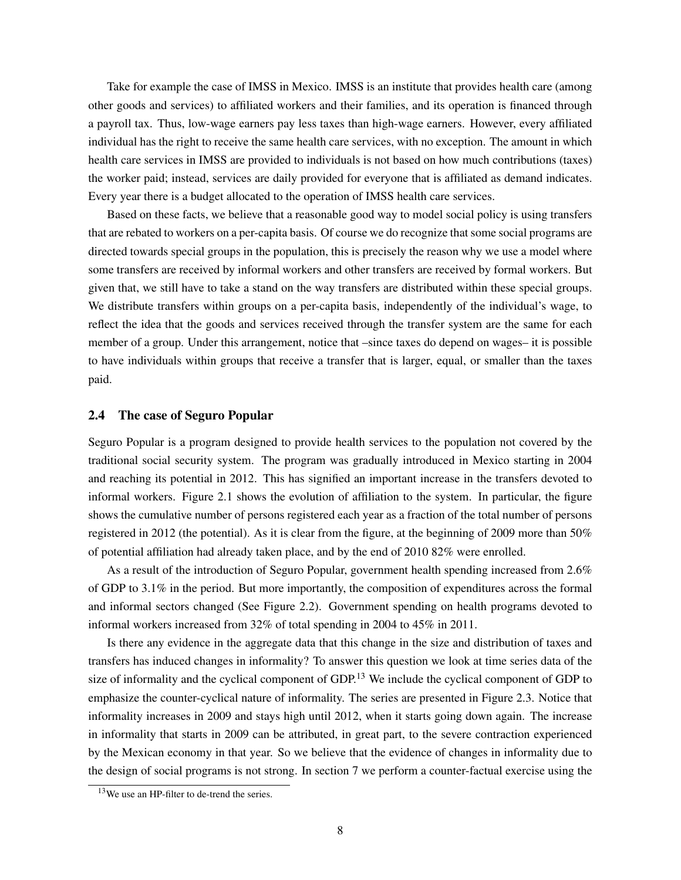Take for example the case of IMSS in Mexico. IMSS is an institute that provides health care (among other goods and services) to affiliated workers and their families, and its operation is financed through a payroll tax. Thus, low-wage earners pay less taxes than high-wage earners. However, every affiliated individual has the right to receive the same health care services, with no exception. The amount in which health care services in IMSS are provided to individuals is not based on how much contributions (taxes) the worker paid; instead, services are daily provided for everyone that is affiliated as demand indicates. Every year there is a budget allocated to the operation of IMSS health care services.

Based on these facts, we believe that a reasonable good way to model social policy is using transfers that are rebated to workers on a per-capita basis. Of course we do recognize that some social programs are directed towards special groups in the population, this is precisely the reason why we use a model where some transfers are received by informal workers and other transfers are received by formal workers. But given that, we still have to take a stand on the way transfers are distributed within these special groups. We distribute transfers within groups on a per-capita basis, independently of the individual's wage, to reflect the idea that the goods and services received through the transfer system are the same for each member of a group. Under this arrangement, notice that –since taxes do depend on wages– it is possible to have individuals within groups that receive a transfer that is larger, equal, or smaller than the taxes paid.

## 2.4 The case of Seguro Popular

Seguro Popular is a program designed to provide health services to the population not covered by the traditional social security system. The program was gradually introduced in Mexico starting in 2004 and reaching its potential in 2012. This has signified an important increase in the transfers devoted to informal workers. Figure 2.1 shows the evolution of affiliation to the system. In particular, the figure shows the cumulative number of persons registered each year as a fraction of the total number of persons registered in 2012 (the potential). As it is clear from the figure, at the beginning of 2009 more than 50% of potential affiliation had already taken place, and by the end of 2010 82% were enrolled.

As a result of the introduction of Seguro Popular, government health spending increased from 2.6% of GDP to 3.1% in the period. But more importantly, the composition of expenditures across the formal and informal sectors changed (See Figure 2.2). Government spending on health programs devoted to informal workers increased from 32% of total spending in 2004 to 45% in 2011.

Is there any evidence in the aggregate data that this change in the size and distribution of taxes and transfers has induced changes in informality? To answer this question we look at time series data of the size of informality and the cyclical component of GDP.[13] We include the cyclical component of GDP to emphasize the counter-cyclical nature of informality. The series are presented in Figure 2.3. Notice that informality increases in 2009 and stays high until 2012, when it starts going down again. The increase in informality that starts in 2009 can be attributed, in great part, to the severe contraction experienced by the Mexican economy in that year. So we believe that the evidence of changes in informality due to the design of social programs is not strong. In section 7 we perform a counter-factual exercise using the

[13] We use an HP-filter to de-trend the series.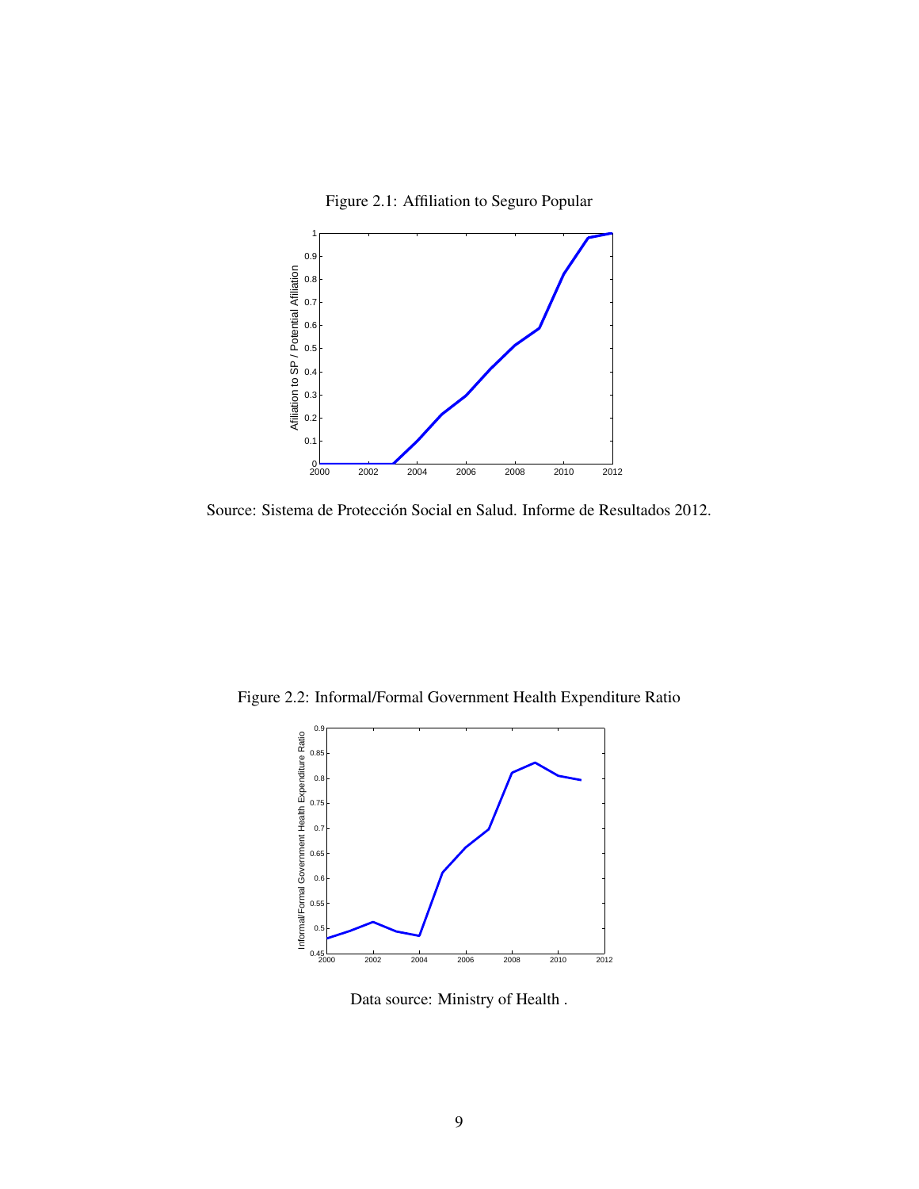Figure 2.1: Affiliation to Seguro Popular

Source: Sistema de Protección Social en Salud. Informe de Resultados 2012.

Figure 2.2: Informal/Formal Government Health Expenditure Ratio

Data source: Ministry of Health .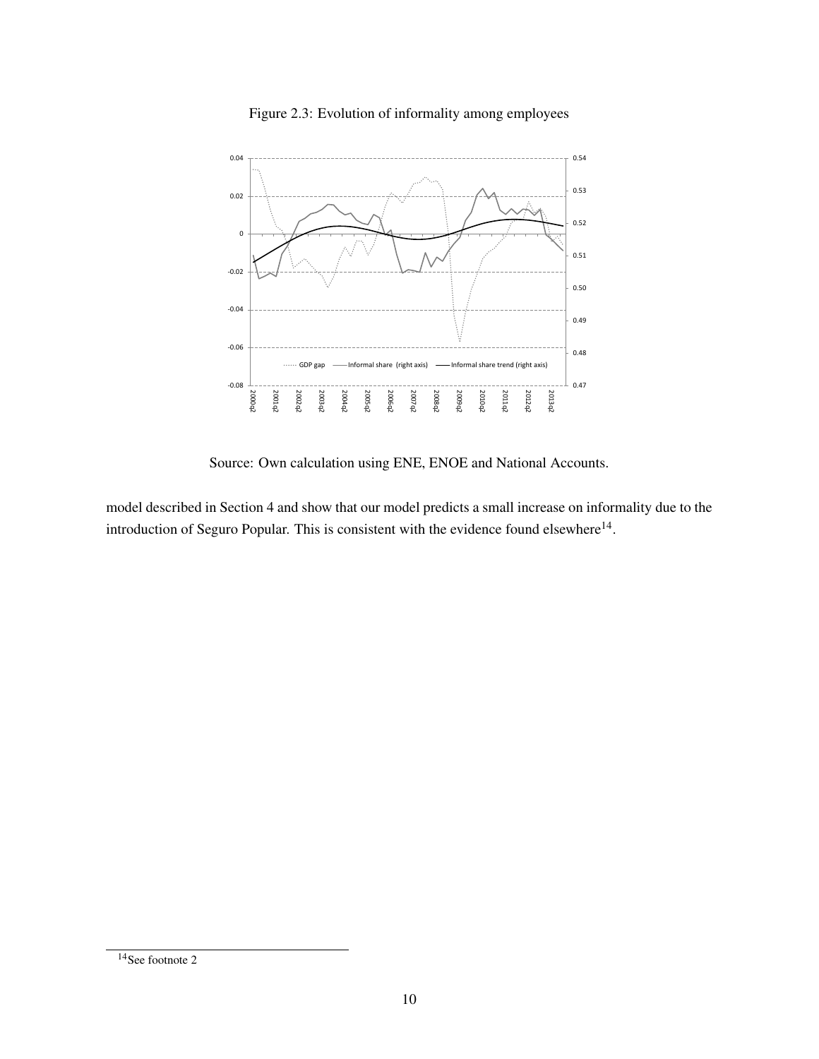Figure 2.3: Evolution of informality among employees

Source: Own calculation using ENE, ENOE and National Accounts.

model described in Section 4 and show that our model predicts a small increase on informality due to the introduction of Seguro Popular. This is consistent with the evidence found elsewhere[14].

[14] See footnote 2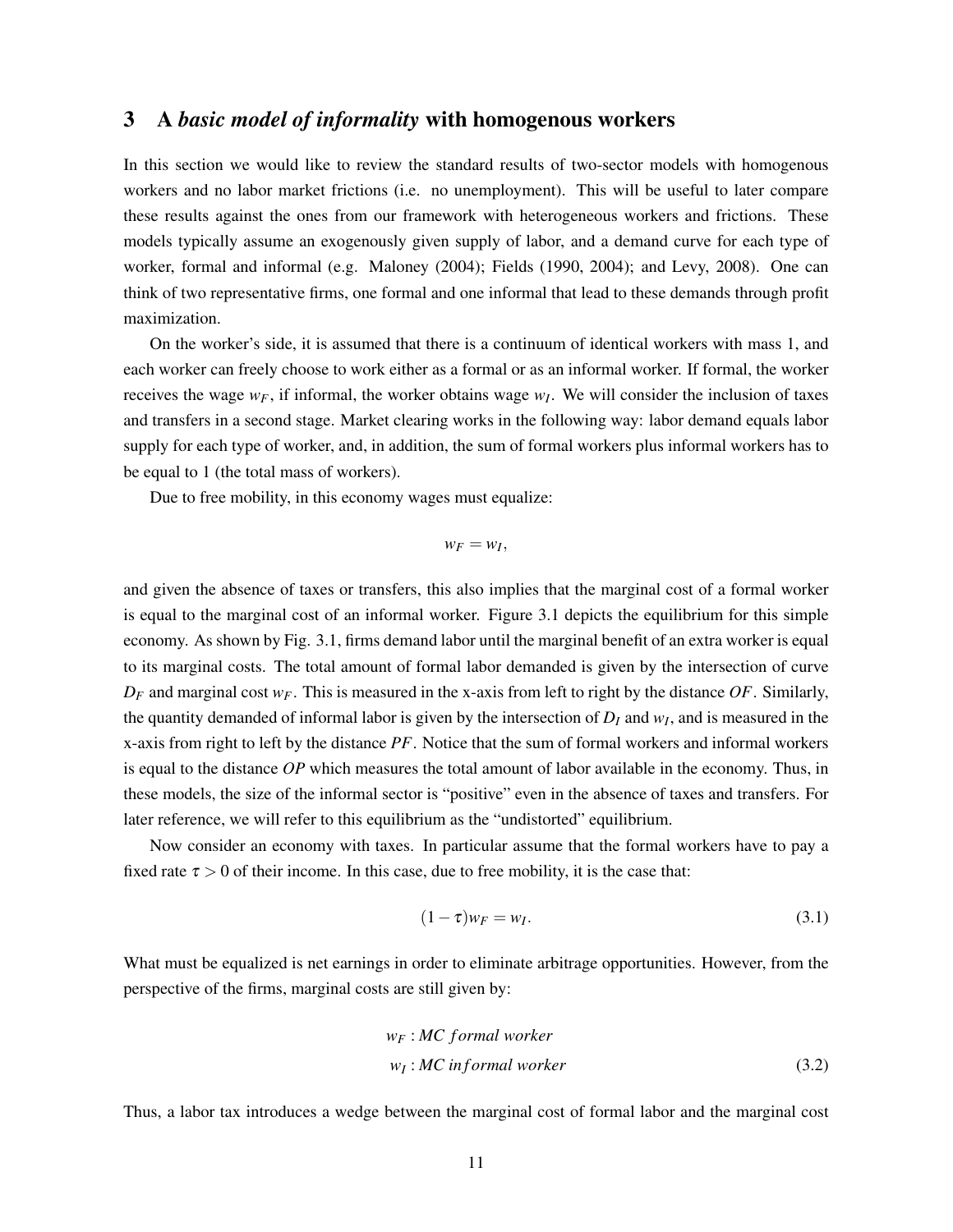## 3 A *basic model of informality* with homogenous workers

In this section we would like to review the standard results of two-sector models with homogenous workers and no labor market frictions (i.e. no unemployment). This will be useful to later compare these results against the ones from our framework with heterogeneous workers and frictions. These models typically assume an exogenously given supply of labor, and a demand curve for each type of worker, formal and informal (e.g. Maloney (2004); Fields (1990, 2004); and Levy, 2008). One can think of two representative firms, one formal and one informal that lead to these demands through profit maximization.

On the worker's side, it is assumed that there is a continuum of identical workers with mass 1, and each worker can freely choose to work either as a formal or as an informal worker. If formal, the worker receives the wage $w_F$, if informal, the worker obtains wage $w_I$. We will consider the inclusion of taxes and transfers in a second stage. Market clearing works in the following way: labor demand equals labor supply for each type of worker, and, in addition, the sum of formal workers plus informal workers has to be equal to 1 (the total mass of workers).

Due to free mobility, in this economy wages must equalize:

$$w_F = w_I,$$

and given the absence of taxes or transfers, this also implies that the marginal cost of a formal worker is equal to the marginal cost of an informal worker. Figure 3.1 depicts the equilibrium for this simple economy. As shown by Fig. 3.1, firms demand labor until the marginal benefit of an extra worker is equal to its marginal costs. The total amount of formal labor demanded is given by the intersection of curve $D_F$ and marginal cost $w_F$. This is measured in the x-axis from left to right by the distance $OF$. Similarly, the quantity demanded of informal labor is given by the intersection of $D_I$ and $w_I$, and is measured in the x-axis from right to left by the distance $PF$. Notice that the sum of formal workers and informal workers is equal to the distance $OP$ which measures the total amount of labor available in the economy. Thus, in these models, the size of the informal sector is "positive" even in the absence of taxes and transfers. For later reference, we will refer to this equilibrium as the "undistorted" equilibrium.

Now consider an economy with taxes. In particular assume that the formal workers have to pay a fixed rate $\tau > 0$ of their income. In this case, due to free mobility, it is the case that:

$$(1-\tau)w_F = w_I. \tag{3.1}$$

What must be equalized is net earnings in order to eliminate arbitrage opportunities. However, from the perspective of the firms, marginal costs are still given by:

$$\begin{aligned} w_F &: MC\ formal\ worker \\ w_I &: MC\ informal\ worker \end{aligned} \tag{3.2}$$

Thus, a labor tax introduces a wedge between the marginal cost of formal labor and the marginal cost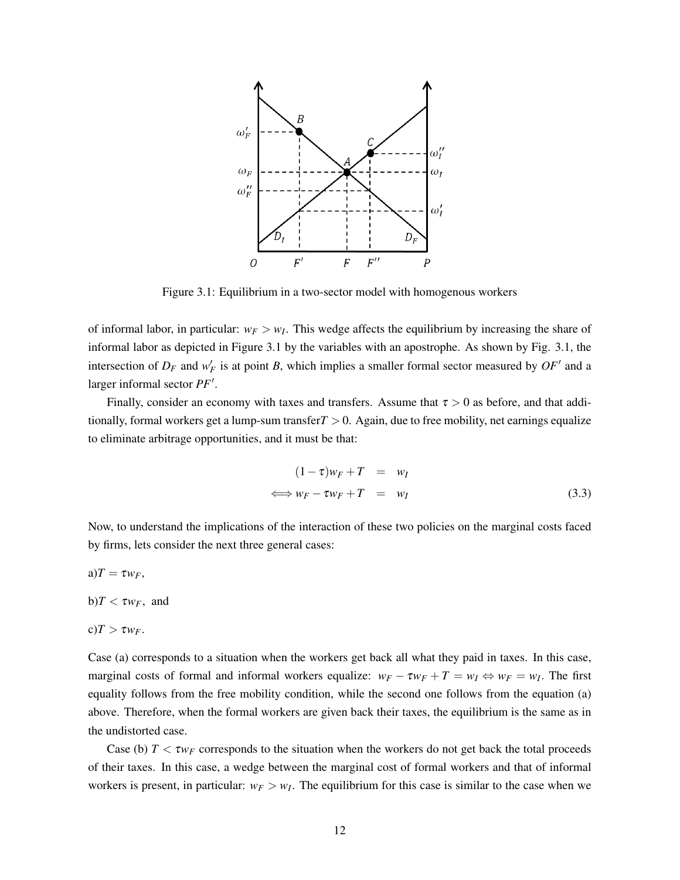Figure 3.1: Equilibrium in a two-sector model with homogenous workers

of informal labor, in particular: $w_F > w_I$. This wedge affects the equilibrium by increasing the share of informal labor as depicted in Figure 3.1 by the variables with an apostrophe. As shown by Fig. 3.1, the intersection of $D_F$ and $w'_F$ is at point $B$, which implies a smaller formal sector measured by $OF'$ and a larger informal sector $PF'$.

Finally, consider an economy with taxes and transfers. Assume that $\tau > 0$ as before, and that additionally, formal workers get a lump-sum transfer$T > 0$. Again, due to free mobility, net earnings equalize to eliminate arbitrage opportunities, and it must be that:

$$
\begin{aligned}
(1-\tau)w_F + T &= w_I \\
\Longleftrightarrow w_F - \tau w_F + T &= w_I
\end{aligned}
\tag{3.3}
$$

Now, to understand the implications of the interaction of these two policies on the marginal costs faced by firms, lets consider the next three general cases:

a)$T = \tau w_F$,

b)$T < \tau w_F$, and

c)$T > \tau w_F$.

Case (a) corresponds to a situation when the workers get back all what they paid in taxes. In this case, marginal costs of formal and informal workers equalize: $w_F - \tau w_F + T = w_I \Leftrightarrow w_F = w_I$. The first equality follows from the free mobility condition, while the second one follows from the equation (a) above. Therefore, when the formal workers are given back their taxes, the equilibrium is the same as in the undistorted case.

Case (b) $T < \tau w_F$ corresponds to the situation when the workers do not get back the total proceeds of their taxes. In this case, a wedge between the marginal cost of formal workers and that of informal workers is present, in particular: $w_F > w_I$. The equilibrium for this case is similar to the case when we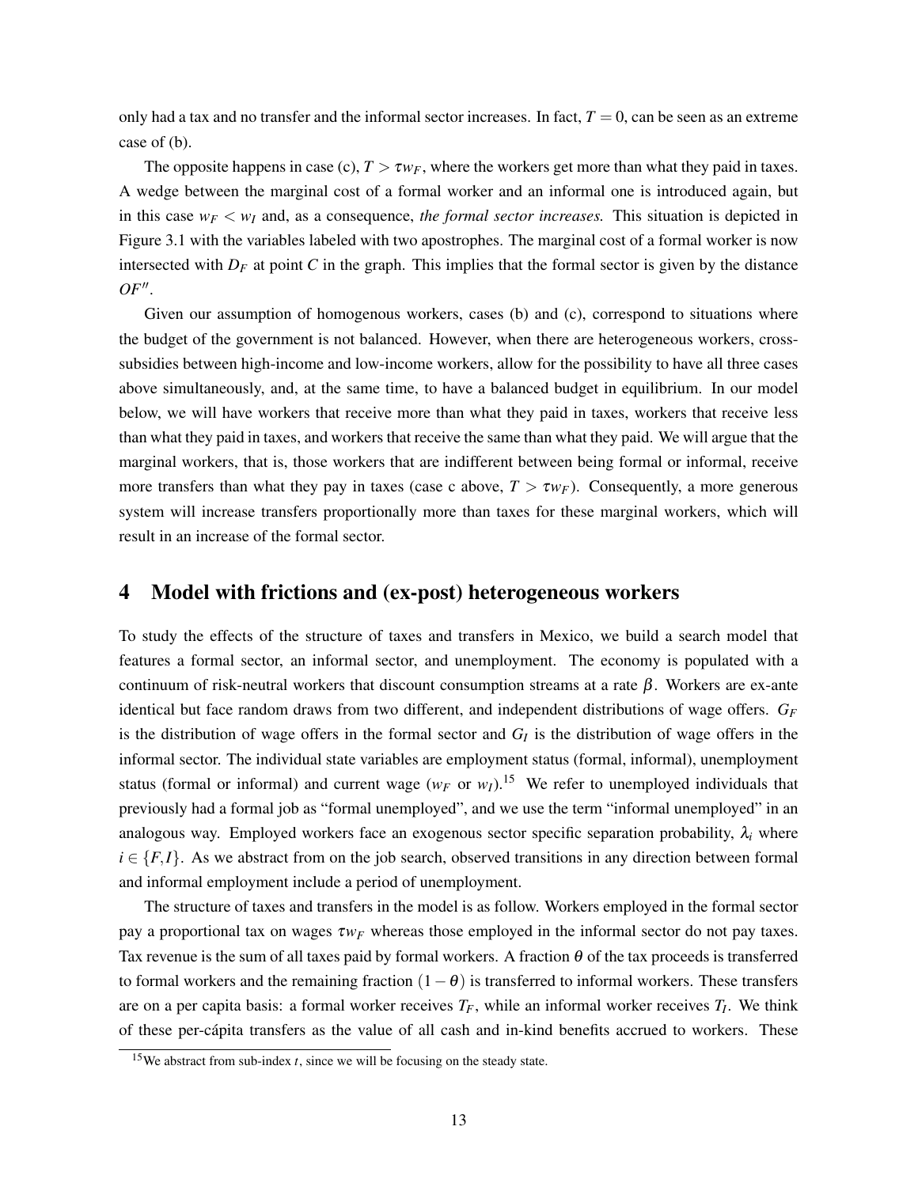only had a tax and no transfer and the informal sector increases. In fact, $T = 0$, can be seen as an extreme case of (b).

The opposite happens in case (c), $T > \tau w_F$, where the workers get more than what they paid in taxes. A wedge between the marginal cost of a formal worker and an informal one is introduced again, but in this case $w_F < w_I$ and, as a consequence, *the formal sector increases.* This situation is depicted in Figure 3.1 with the variables labeled with two apostrophes. The marginal cost of a formal worker is now intersected with $D_F$ at point $C$ in the graph. This implies that the formal sector is given by the distance $OF''$.

Given our assumption of homogenous workers, cases (b) and (c), correspond to situations where the budget of the government is not balanced. However, when there are heterogeneous workers, cross-subsidies between high-income and low-income workers, allow for the possibility to have all three cases above simultaneously, and, at the same time, to have a balanced budget in equilibrium. In our model below, we will have workers that receive more than what they paid in taxes, workers that receive less than what they paid in taxes, and workers that receive the same than what they paid. We will argue that the marginal workers, that is, those workers that are indifferent between being formal or informal, receive more transfers than what they pay in taxes (case c above, $T > \tau w_F$). Consequently, a more generous system will increase transfers proportionally more than taxes for these marginal workers, which will result in an increase of the formal sector.

## 4 Model with frictions and (ex-post) heterogeneous workers

To study the effects of the structure of taxes and transfers in Mexico, we build a search model that features a formal sector, an informal sector, and unemployment. The economy is populated with a continuum of risk-neutral workers that discount consumption streams at a rate $\beta$. Workers are ex-ante identical but face random draws from two different, and independent distributions of wage offers. $G_F$ is the distribution of wage offers in the formal sector and $G_I$ is the distribution of wage offers in the informal sector. The individual state variables are employment status (formal, informal), unemployment status (formal or informal) and current wage ($w_F$ or $w_I$).[15] We refer to unemployed individuals that previously had a formal job as "formal unemployed", and we use the term "informal unemployed" in an analogous way. Employed workers face an exogenous sector specific separation probability, $\lambda_i$ where $i \in \{F, I\}$. As we abstract from on the job search, observed transitions in any direction between formal and informal employment include a period of unemployment.

The structure of taxes and transfers in the model is as follow. Workers employed in the formal sector pay a proportional tax on wages $\tau w_F$ whereas those employed in the informal sector do not pay taxes. Tax revenue is the sum of all taxes paid by formal workers. A fraction $\theta$ of the tax proceeds is transferred to formal workers and the remaining fraction $(1 - \theta)$ is transferred to informal workers. These transfers are on a per capita basis: a formal worker receives $T_F$, while an informal worker receives $T_I$. We think of these per-cápita transfers as the value of all cash and in-kind benefits accrued to workers. These

[15] We abstract from sub-index $t$, since we will be focusing on the steady state.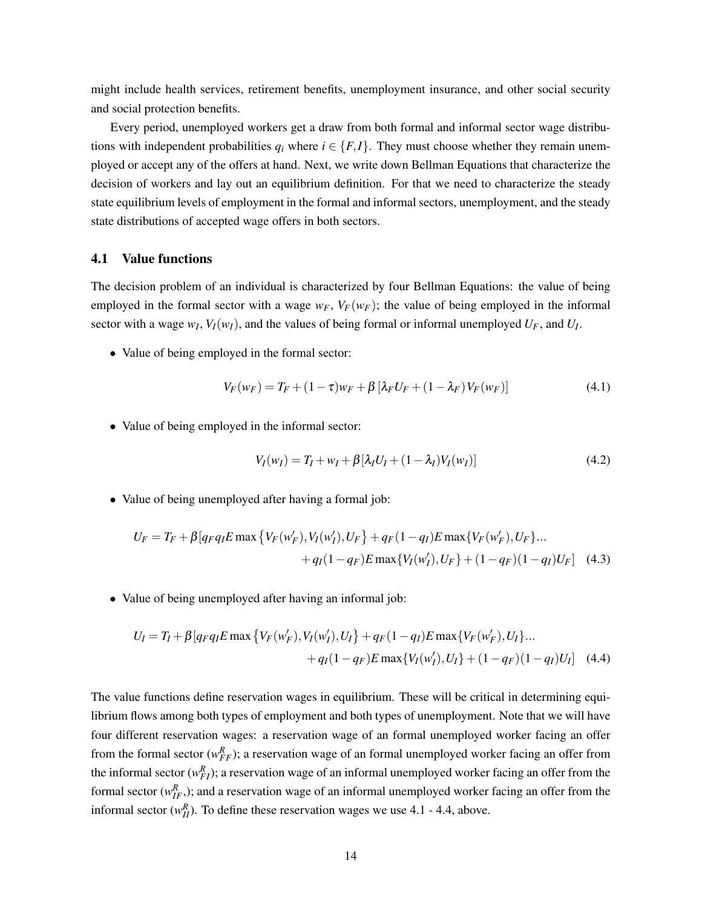might include health services, retirement benefits, unemployment insurance, and other social security and social protection benefits.

Every period, unemployed workers get a draw from both formal and informal sector wage distributions with independent probabilities $q_i$ where $i \in \{F, I\}$. They must choose whether they remain unemployed or accept any of the offers at hand. Next, we write down Bellman Equations that characterize the decision of workers and lay out an equilibrium definition. For that we need to characterize the steady state equilibrium levels of employment in the formal and informal sectors, unemployment, and the steady state distributions of accepted wage offers in both sectors.

### 4.1 Value functions

The decision problem of an individual is characterized by four Bellman Equations: the value of being employed in the formal sector with a wage $w_F$, $V_F(w_F)$; the value of being employed in the informal sector with a wage $w_I$, $V_I(w_I)$, and the values of being formal or informal unemployed $U_F$, and $U_I$.

- Value of being employed in the formal sector:

$$V_F(w_F) = T_F + (1-\tau)w_F + \beta\left[\lambda_F U_F + (1-\lambda_F)V_F(w_F)\right] \tag{4.1}$$

- Value of being employed in the informal sector:

$$V_I(w_I) = T_I + w_I + \beta[\lambda_I U_I + (1-\lambda_I)V_I(w_I)] \tag{4.2}$$

- Value of being unemployed after having a formal job:

$$U_F = T_F + \beta[q_F q_I E \max\left\{V_F(w_F'), V_I(w_I'), U_F\right\} + q_F(1-q_I)E\max\{V_F(w_F'), U_F\}... \\ + q_I(1-q_F)E\max\{V_I(w_I'), U_F\} + (1-q_F)(1-q_I)U_F] \tag{4.3}$$

- Value of being unemployed after having an informal job:

$$U_I = T_I + \beta[q_F q_I E \max\left\{V_F(w_F'), V_I(w_I'), U_I\right\} + q_F(1-q_I)E\max\{V_F(w_F'), U_I\}... \\ + q_I(1-q_F)E\max\{V_I(w_I'), U_I\} + (1-q_F)(1-q_I)U_I] \tag{4.4}$$

The value functions define reservation wages in equilibrium. These will be critical in determining equilibrium flows among both types of employment and both types of unemployment. Note that we will have four different reservation wages: a reservation wage of an formal unemployed worker facing an offer from the formal sector ($w_{FF}^R$); a reservation wage of an formal unemployed worker facing an offer from the informal sector ($w_{FI}^R$); a reservation wage of an informal unemployed worker facing an offer from the formal sector ($w_{IF}^R$,); and a reservation wage of an informal unemployed worker facing an offer from the informal sector ($w_{II}^R$). To define these reservation wages we use 4.1 - 4.4, above.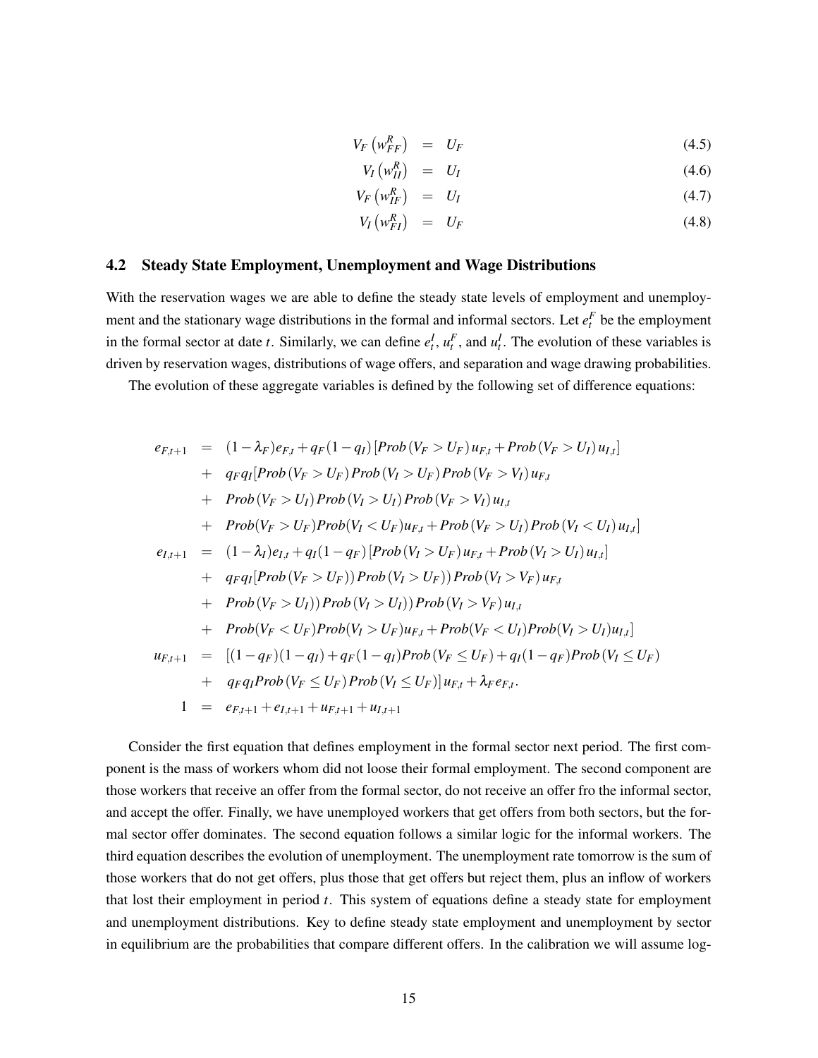$$
\begin{aligned}
V_F\left(w_{FF}^R\right) &= U_F &(4.5)\\
V_I\left(w_{II}^R\right) &= U_I &(4.6)\\
V_F\left(w_{IF}^R\right) &= U_I &(4.7)\\
V_I\left(w_{FI}^R\right) &= U_F &(4.8)
\end{aligned}
$$

## 4.2 Steady State Employment, Unemployment and Wage Distributions

With the reservation wages we are able to define the steady state levels of employment and unemployment and the stationary wage distributions in the formal and informal sectors. Let $e_t^F$ be the employment in the formal sector at date $t$. Similarly, we can define $e_t^I$, $u_t^F$, and $u_t^I$. The evolution of these variables is driven by reservation wages, distributions of wage offers, and separation and wage drawing probabilities.

The evolution of these aggregate variables is defined by the following set of difference equations:

$$
\begin{aligned}
e_{F,t+1} &= (1-\lambda_F)e_{F,t} + q_F(1-q_I)\left[Prob\left(V_F > U_F\right)u_{F,t} + Prob\left(V_F > U_I\right)u_{I,t}\right]\\
&+ \quad q_F q_I [Prob\left(V_F > U_F\right) Prob\left(V_I > U_F\right) Prob\left(V_F > V_I\right) u_{F,t}\\
&+ \quad Prob\left(V_F > U_I\right) Prob\left(V_I > U_I\right) Prob\left(V_F > V_I\right) u_{I,t}\\
&+ \quad Prob(V_F > U_F) Prob(V_I < U_F) u_{F,t} + Prob\left(V_F > U_I\right) Prob\left(V_I < U_I\right) u_{I,t}]\\
e_{I,t+1} &= (1-\lambda_I)e_{I,t} + q_I(1-q_F)\left[Prob\left(V_I > U_F\right)u_{F,t} + Prob\left(V_I > U_I\right)u_{I,t}\right]\\
&+ \quad q_F q_I [Prob\left(V_F > U_F\right)) Prob\left(V_I > U_F\right)) Prob\left(V_I > V_F\right) u_{F,t}\\
&+ \quad Prob\left(V_F > U_I\right)) Prob\left(V_I > U_I\right)) Prob\left(V_I > V_F\right) u_{I,t}\\
&+ \quad Prob(V_F < U_F) Prob(V_I > U_F) u_{F,t} + Prob(V_F < U_I) Prob(V_I > U_I) u_{I,t}]\\
u_{F,t+1} &= [(1-q_F)(1-q_I) + q_F(1-q_I) Prob\left(V_F \leq U_F\right) + q_I(1-q_F) Prob\left(V_I \leq U_F\right)\\
&+ \quad q_F q_I Prob\left(V_F \leq U_F\right) Prob\left(V_I \leq U_F\right)] u_{F,t} + \lambda_F e_{F,t}.\\
1 &= e_{F,t+1} + e_{I,t+1} + u_{F,t+1} + u_{I,t+1}
\end{aligned}
$$

Consider the first equation that defines employment in the formal sector next period. The first component is the mass of workers whom did not loose their formal employment. The second component are those workers that receive an offer from the formal sector, do not receive an offer fro the informal sector, and accept the offer. Finally, we have unemployed workers that get offers from both sectors, but the formal sector offer dominates. The second equation follows a similar logic for the informal workers. The third equation describes the evolution of unemployment. The unemployment rate tomorrow is the sum of those workers that do not get offers, plus those that get offers but reject them, plus an inflow of workers that lost their employment in period $t$. This system of equations define a steady state for employment and unemployment distributions. Key to define steady state employment and unemployment by sector in equilibrium are the probabilities that compare different offers. In the calibration we will assume log-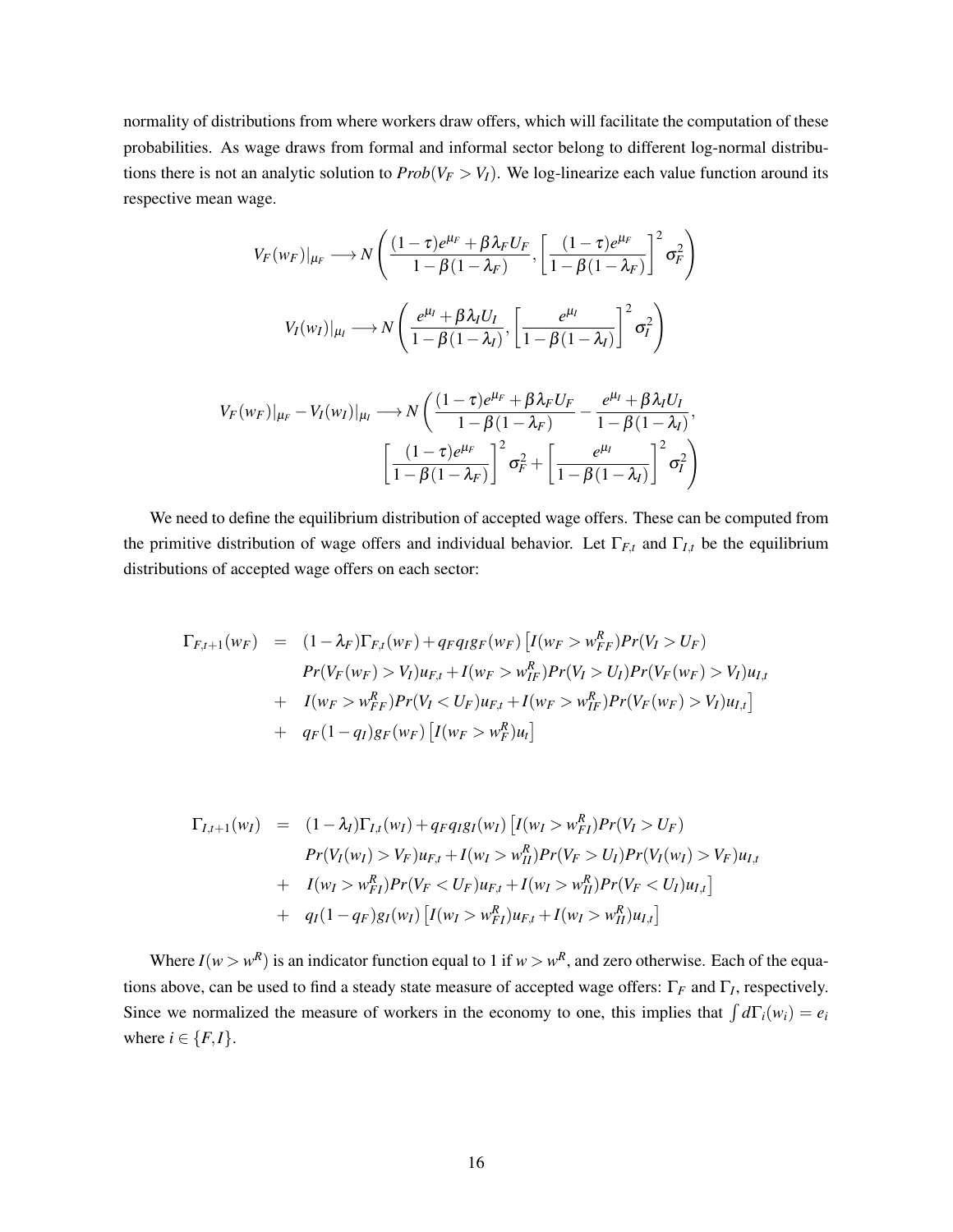normality of distributions from where workers draw offers, which will facilitate the computation of these probabilities. As wage draws from formal and informal sector belong to different log-normal distributions there is not an analytic solution to $Prob(V_F > V_I)$. We log-linearize each value function around its respective mean wage.

$$V_F(w_F)|_{\mu_F} \longrightarrow N\left(\frac{(1-\tau)e^{\mu_F} + \beta\lambda_F U_F}{1-\beta(1-\lambda_F)}, \left[\frac{(1-\tau)e^{\mu_F}}{1-\beta(1-\lambda_F)}\right]^2 \sigma_F^2\right)$$

$$V_I(w_I)|_{\mu_I} \longrightarrow N\left(\frac{e^{\mu_I} + \beta\lambda_I U_I}{1-\beta(1-\lambda_I)}, \left[\frac{e^{\mu_I}}{1-\beta(1-\lambda_I)}\right]^2 \sigma_I^2\right)$$

$$V_F(w_F)|_{\mu_F} - V_I(w_I)|_{\mu_I} \longrightarrow N\left(\frac{(1-\tau)e^{\mu_F} + \beta\lambda_F U_F}{1-\beta(1-\lambda_F)} - \frac{e^{\mu_I} + \beta\lambda_I U_I}{1-\beta(1-\lambda_I)}, \left[\frac{(1-\tau)e^{\mu_F}}{1-\beta(1-\lambda_F)}\right]^2 \sigma_F^2 + \left[\frac{e^{\mu_I}}{1-\beta(1-\lambda_I)}\right]^2 \sigma_I^2\right)$$

We need to define the equilibrium distribution of accepted wage offers. These can be computed from the primitive distribution of wage offers and individual behavior. Let $\Gamma_{F,t}$ and $\Gamma_{I,t}$ be the equilibrium distributions of accepted wage offers on each sector:

$$\begin{aligned}
\Gamma_{F,t+1}(w_F) &= (1-\lambda_F)\Gamma_{F,t}(w_F) + q_F q_I g_F(w_F)\left[I(w_F > w_{FF}^R)Pr(V_I > U_F)\right. \\
&\quad Pr(V_F(w_F) > V_I)u_{F,t} + I(w_F > w_{IF}^R)Pr(V_I > U_I)Pr(V_F(w_F) > V_I)u_{I,t} \\
&+ \left. I(w_F > w_{FF}^R)Pr(V_I < U_F)u_{F,t} + I(w_F > w_{IF}^R)Pr(V_F(w_F) > V_I)u_{I,t}\right] \\
&+ q_F(1-q_I)g_F(w_F)\left[I(w_F > w_F^R)u_t\right]
\end{aligned}$$

$$\begin{aligned}
\Gamma_{I,t+1}(w_I) &= (1-\lambda_I)\Gamma_{I,t}(w_I) + q_F q_I g_I(w_I)\left[I(w_I > w_{FI}^R)Pr(V_I > U_F)\right. \\
&\quad Pr(V_I(w_I) > V_F)u_{F,t} + I(w_I > w_{II}^R)Pr(V_F > U_I)Pr(V_I(w_I) > V_F)u_{I,t} \\
&+ \left. I(w_I > w_{FI}^R)Pr(V_F < U_F)u_{F,t} + I(w_I > w_{II}^R)Pr(V_F < U_I)u_{I,t}\right] \\
&+ q_I(1-q_F)g_I(w_I)\left[I(w_I > w_{FI}^R)u_{F,t} + I(w_I > w_{II}^R)u_{I,t}\right]
\end{aligned}$$

Where $I(w > w^R)$ is an indicator function equal to 1 if $w > w^R$, and zero otherwise. Each of the equations above, can be used to find a steady state measure of accepted wage offers: $\Gamma_F$ and $\Gamma_I$, respectively. Since we normalized the measure of workers in the economy to one, this implies that $\int d\Gamma_i(w_i) = e_i$ where $i \in \{F, I\}$.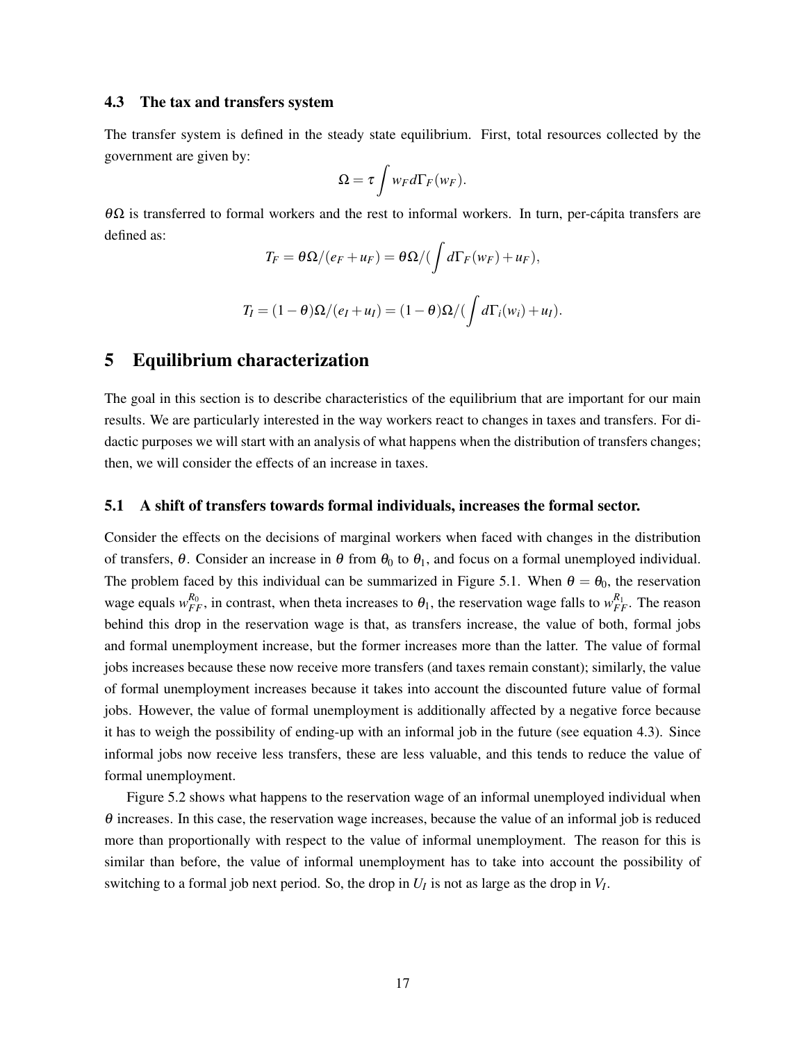### 4.3 The tax and transfers system

The transfer system is defined in the steady state equilibrium. First, total resources collected by the government are given by:

$$\Omega = \tau \int w_F d\Gamma_F(w_F).$$

$\theta\Omega$ is transferred to formal workers and the rest to informal workers. In turn, per-cápita transfers are defined as:

$$T_F = \theta\Omega/(e_F + u_F) = \theta\Omega/(\int d\Gamma_F(w_F) + u_F),$$

$$T_I = (1-\theta)\Omega/(e_I + u_I) = (1-\theta)\Omega/(\int d\Gamma_i(w_i) + u_I).$$

# 5 Equilibrium characterization

The goal in this section is to describe characteristics of the equilibrium that are important for our main results. We are particularly interested in the way workers react to changes in taxes and transfers. For didactic purposes we will start with an analysis of what happens when the distribution of transfers changes; then, we will consider the effects of an increase in taxes.

### 5.1 A shift of transfers towards formal individuals, increases the formal sector.

Consider the effects on the decisions of marginal workers when faced with changes in the distribution of transfers, $\theta$. Consider an increase in $\theta$ from $\theta_0$ to $\theta_1$, and focus on a formal unemployed individual. The problem faced by this individual can be summarized in Figure 5.1. When $\theta = \theta_0$, the reservation wage equals $w_{FF}^{R_0}$, in contrast, when theta increases to $\theta_1$, the reservation wage falls to $w_{FF}^{R_1}$. The reason behind this drop in the reservation wage is that, as transfers increase, the value of both, formal jobs and formal unemployment increase, but the former increases more than the latter. The value of formal jobs increases because these now receive more transfers (and taxes remain constant); similarly, the value of formal unemployment increases because it takes into account the discounted future value of formal jobs. However, the value of formal unemployment is additionally affected by a negative force because it has to weigh the possibility of ending-up with an informal job in the future (see equation 4.3). Since informal jobs now receive less transfers, these are less valuable, and this tends to reduce the value of formal unemployment.

Figure 5.2 shows what happens to the reservation wage of an informal unemployed individual when $\theta$ increases. In this case, the reservation wage increases, because the value of an informal job is reduced more than proportionally with respect to the value of informal unemployment. The reason for this is similar than before, the value of informal unemployment has to take into account the possibility of switching to a formal job next period. So, the drop in $U_I$ is not as large as the drop in $V_I$.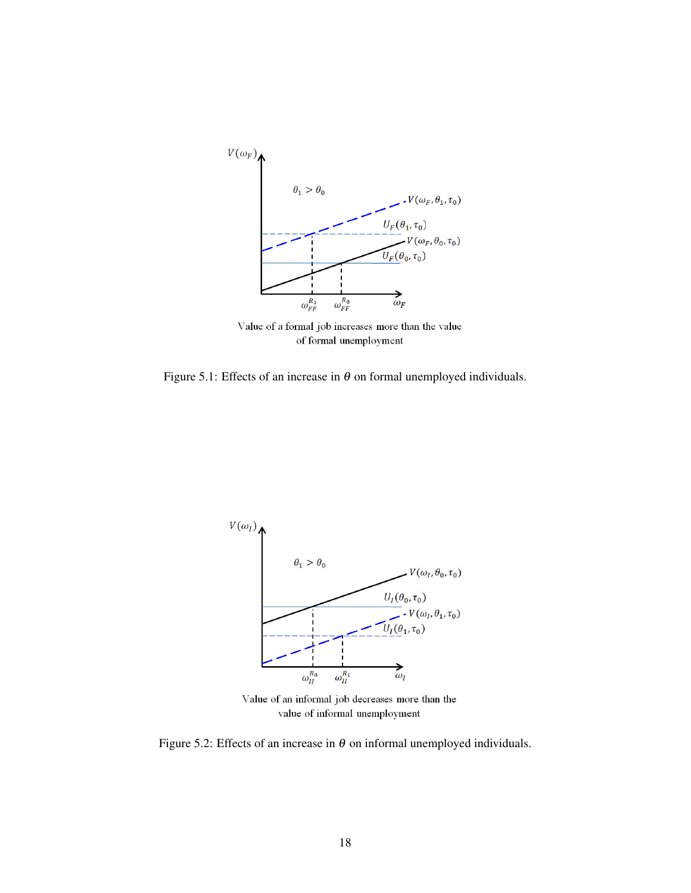Value of a formal job increases more than the value of formal unemployment

Figure 5.1: Effects of an increase in $\theta$ on formal unemployed individuals.

Value of an informal job decreases more than the value of informal unemployment

Figure 5.2: Effects of an increase in $\theta$ on informal unemployed individuals.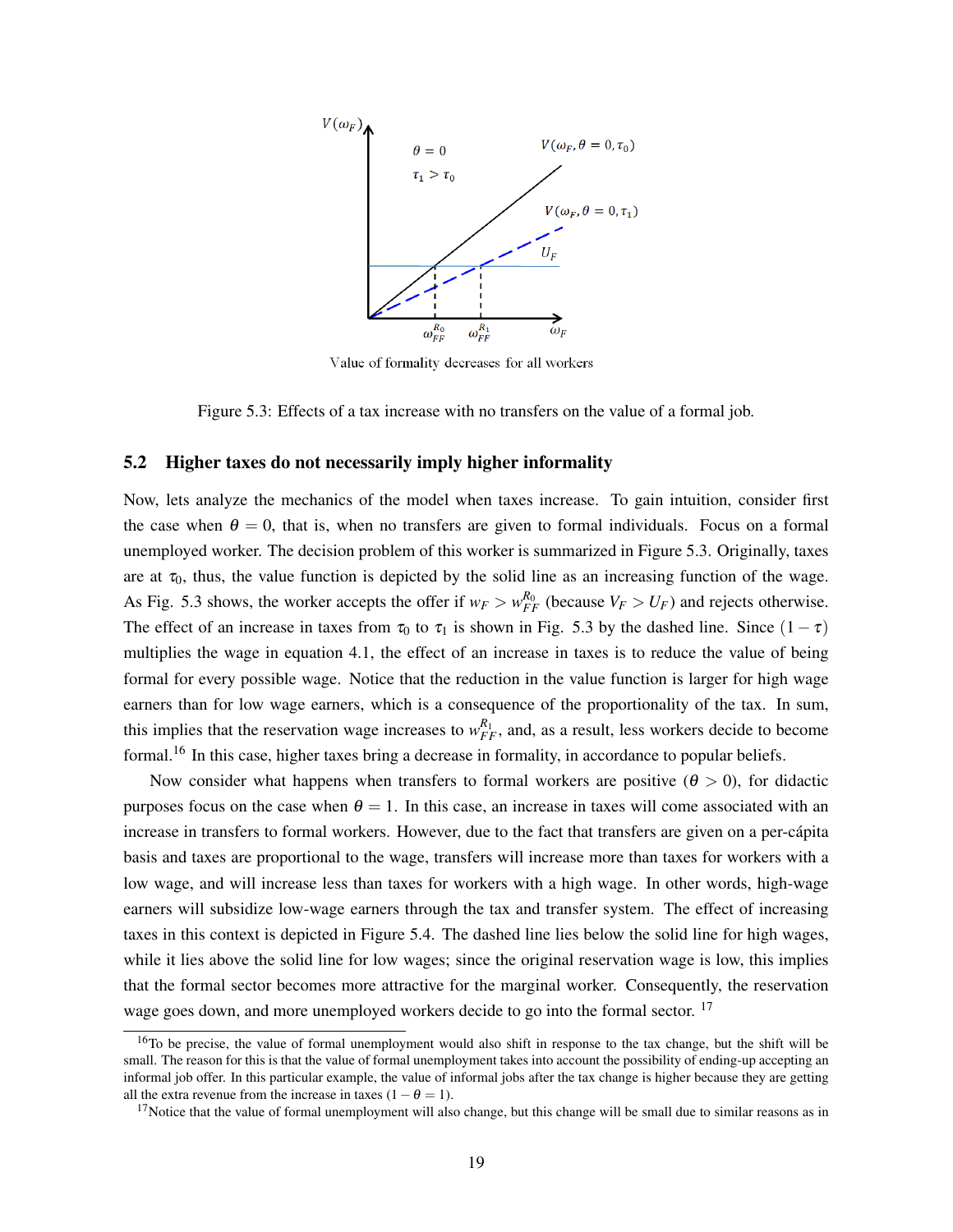Value of formality decreases for all workers

Figure 5.3: Effects of a tax increase with no transfers on the value of a formal job.

## 5.2 Higher taxes do not necessarily imply higher informality

Now, lets analyze the mechanics of the model when taxes increase. To gain intuition, consider first the case when $\theta = 0$, that is, when no transfers are given to formal individuals. Focus on a formal unemployed worker. The decision problem of this worker is summarized in Figure 5.3. Originally, taxes are at $\tau_0$, thus, the value function is depicted by the solid line as an increasing function of the wage. As Fig. 5.3 shows, the worker accepts the offer if $w_F > w_{FF}^{R_0}$ (because $V_F > U_F$) and rejects otherwise. The effect of an increase in taxes from $\tau_0$ to $\tau_1$ is shown in Fig. 5.3 by the dashed line. Since $(1 - \tau)$ multiplies the wage in equation 4.1, the effect of an increase in taxes is to reduce the value of being formal for every possible wage. Notice that the reduction in the value function is larger for high wage earners than for low wage earners, which is a consequence of the proportionality of the tax. In sum, this implies that the reservation wage increases to $w_{FF}^{R_1}$, and, as a result, less workers decide to become formal.[16] In this case, higher taxes bring a decrease in formality, in accordance to popular beliefs.

Now consider what happens when transfers to formal workers are positive ($\theta > 0$), for didactic purposes focus on the case when $\theta = 1$. In this case, an increase in taxes will come associated with an increase in transfers to formal workers. However, due to the fact that transfers are given on a per-cápita basis and taxes are proportional to the wage, transfers will increase more than taxes for workers with a low wage, and will increase less than taxes for workers with a high wage. In other words, high-wage earners will subsidize low-wage earners through the tax and transfer system. The effect of increasing taxes in this context is depicted in Figure 5.4. The dashed line lies below the solid line for high wages, while it lies above the solid line for low wages; since the original reservation wage is low, this implies that the formal sector becomes more attractive for the marginal worker. Consequently, the reservation wage goes down, and more unemployed workers decide to go into the formal sector. [17]

[16] To be precise, the value of formal unemployment would also shift in response to the tax change, but the shift will be small. The reason for this is that the value of formal unemployment takes into account the possibility of ending-up accepting an informal job offer. In this particular example, the value of informal jobs after the tax change is higher because they are getting all the extra revenue from the increase in taxes $(1 - \theta = 1)$.

[17] Notice that the value of formal unemployment will also change, but this change will be small due to similar reasons as in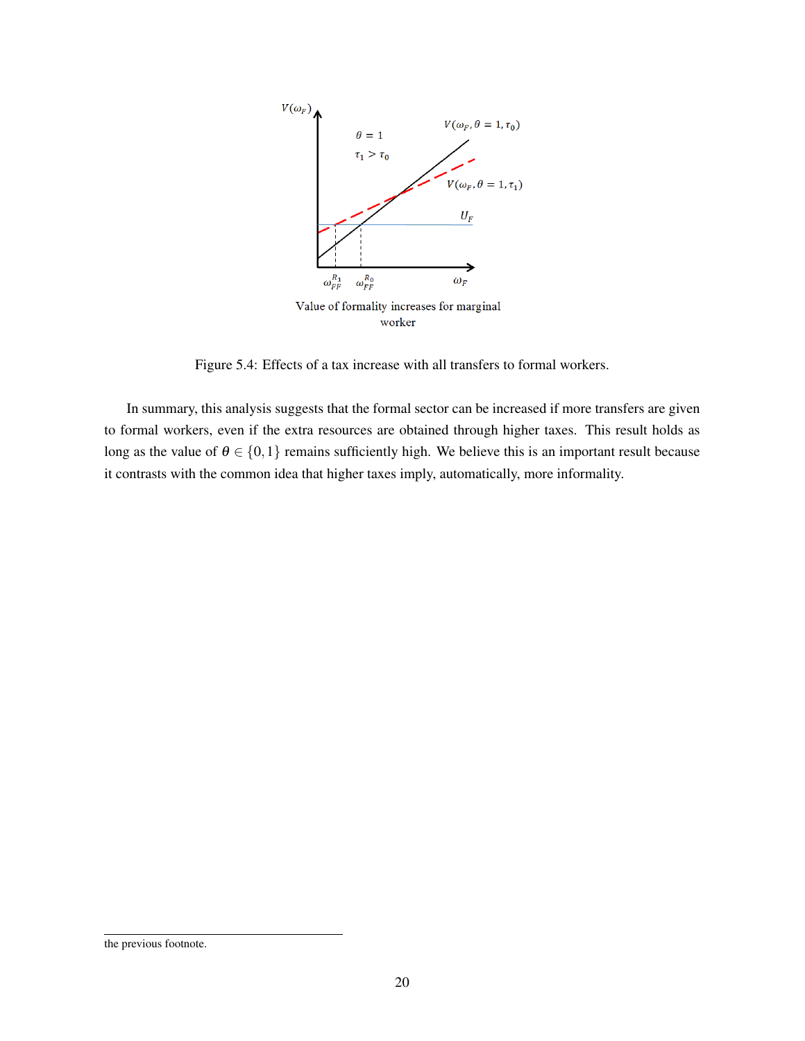Value of formality increases for marginal worker

Figure 5.4: Effects of a tax increase with all transfers to formal workers.

In summary, this analysis suggests that the formal sector can be increased if more transfers are given to formal workers, even if the extra resources are obtained through higher taxes. This result holds as long as the value of $\theta \in \{0, 1\}$ remains sufficiently high. We believe this is an important result because it contrasts with the common idea that higher taxes imply, automatically, more informality.

the previous footnote.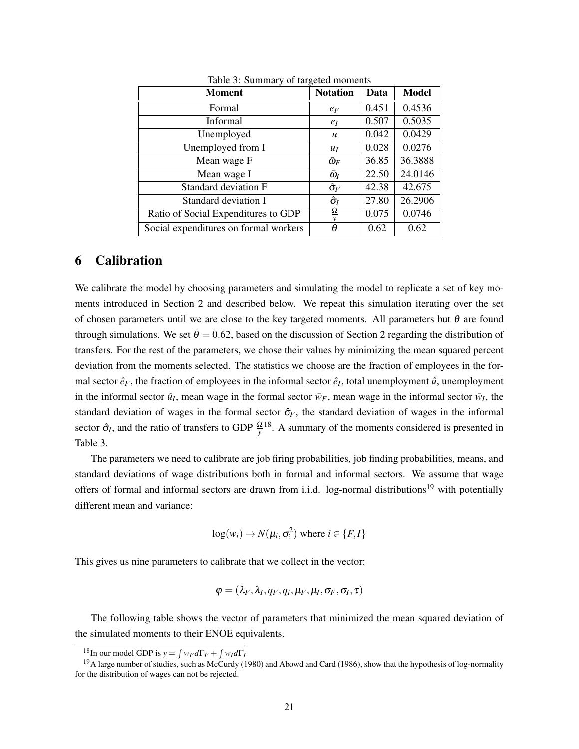Table 3: Summary of targeted moments

| Moment | Notation | Data | Model |
|---|---|---|---|
| Formal | $e_F$ | 0.451 | 0.4536 |
| Informal | $e_I$ | 0.507 | 0.5035 |
| Unemployed | $u$ | 0.042 | 0.0429 |
| Unemployed from I | $u_I$ | 0.028 | 0.0276 |
| Mean wage F | $\bar{\omega}_F$ | 36.85 | 36.3888 |
| Mean wage I | $\bar{\omega}_I$ | 22.50 | 24.0146 |
| Standard deviation F | $\hat{\sigma}_F$ | 42.38 | 42.675 |
| Standard deviation I | $\hat{\sigma}_I$ | 27.80 | 26.2906 |
| Ratio of Social Expenditures to GDP | $\frac{\Omega}{y}$ | 0.075 | 0.0746 |
| Social expenditures on formal workers | $\theta$ | 0.62 | 0.62 |

# 6 Calibration

We calibrate the model by choosing parameters and simulating the model to replicate a set of key moments introduced in Section 2 and described below. We repeat this simulation iterating over the set of chosen parameters until we are close to the key targeted moments. All parameters but $\theta$ are found through simulations. We set $\theta = 0.62$, based on the discussion of Section 2 regarding the distribution of transfers. For the rest of the parameters, we chose their values by minimizing the mean squared percent deviation from the moments selected. The statistics we choose are the fraction of employees in the formal sector $\hat{e}_F$, the fraction of employees in the informal sector $\hat{e}_I$, total unemployment $\hat{u}$, unemployment in the informal sector $\hat{u}_I$, mean wage in the formal sector $\bar{w}_F$, mean wage in the informal sector $\bar{w}_I$, the standard deviation of wages in the formal sector $\hat{\sigma}_F$, the standard deviation of wages in the informal sector $\hat{\sigma}_I$, and the ratio of transfers to GDP $\frac{\Omega}{y}$[18]. A summary of the moments considered is presented in Table 3.

The parameters we need to calibrate are job firing probabilities, job finding probabilities, means, and standard deviations of wage distributions both in formal and informal sectors. We assume that wage offers of formal and informal sectors are drawn from i.i.d. log-normal distributions[19] with potentially different mean and variance:

$$\log(w_i) \rightarrow N(\mu_i, \sigma_i^2) \text{ where } i \in \{F, I\}$$

This gives us nine parameters to calibrate that we collect in the vector:

$$\varphi = (\lambda_F, \lambda_I, q_F, q_I, \mu_F, \mu_I, \sigma_F, \sigma_I, \tau)$$

The following table shows the vector of parameters that minimized the mean squared deviation of the simulated moments to their ENOE equivalents.

[18] In our model GDP is $y = \int w_F d\Gamma_F + \int w_I d\Gamma_I$

[19] A large number of studies, such as McCurdy (1980) and Abowd and Card (1986), show that the hypothesis of log-normality for the distribution of wages can not be rejected.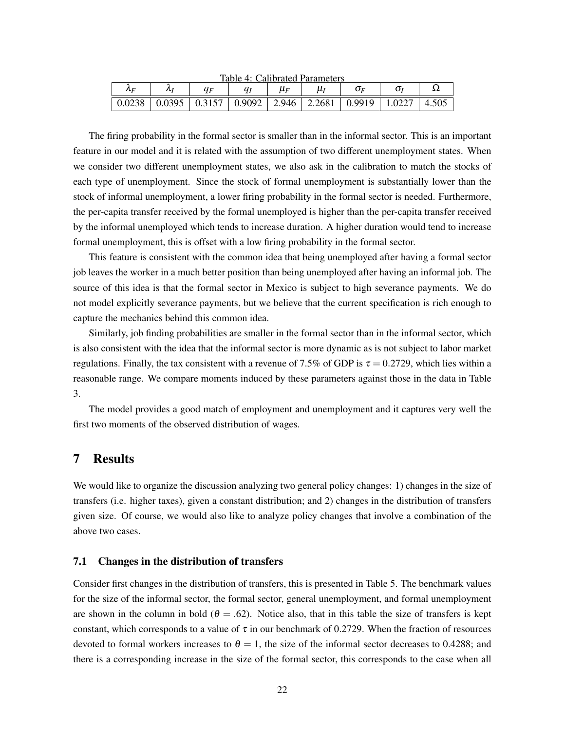Table 4: Calibrated Parameters

| $\lambda_F$ | $\lambda_I$ | $q_F$ | $q_I$ | $\mu_F$ | $\mu_I$ | $\sigma_F$ | $\sigma_I$ | $\Omega$ |
|---|---|---|---|---|---|---|---|---|
| 0.0238 | 0.0395 | 0.3157 | 0.9092 | 2.946 | 2.2681 | 0.9919 | 1.0227 | 4.505 |

The firing probability in the formal sector is smaller than in the informal sector. This is an important feature in our model and it is related with the assumption of two different unemployment states. When we consider two different unemployment states, we also ask in the calibration to match the stocks of each type of unemployment. Since the stock of formal unemployment is substantially lower than the stock of informal unemployment, a lower firing probability in the formal sector is needed. Furthermore, the per-capita transfer received by the formal unemployed is higher than the per-capita transfer received by the informal unemployed which tends to increase duration. A higher duration would tend to increase formal unemployment, this is offset with a low firing probability in the formal sector.

This feature is consistent with the common idea that being unemployed after having a formal sector job leaves the worker in a much better position than being unemployed after having an informal job. The source of this idea is that the formal sector in Mexico is subject to high severance payments. We do not model explicitly severance payments, but we believe that the current specification is rich enough to capture the mechanics behind this common idea.

Similarly, job finding probabilities are smaller in the formal sector than in the informal sector, which is also consistent with the idea that the informal sector is more dynamic as is not subject to labor market regulations. Finally, the tax consistent with a revenue of 7.5% of GDP is $\tau = 0.2729$, which lies within a reasonable range. We compare moments induced by these parameters against those in the data in Table 3.

The model provides a good match of employment and unemployment and it captures very well the first two moments of the observed distribution of wages.

# 7 Results

We would like to organize the discussion analyzing two general policy changes: 1) changes in the size of transfers (i.e. higher taxes), given a constant distribution; and 2) changes in the distribution of transfers given size. Of course, we would also like to analyze policy changes that involve a combination of the above two cases.

## 7.1 Changes in the distribution of transfers

Consider first changes in the distribution of transfers, this is presented in Table 5. The benchmark values for the size of the informal sector, the formal sector, general unemployment, and formal unemployment are shown in the column in bold ($\theta = .62$). Notice also, that in this table the size of transfers is kept constant, which corresponds to a value of $\tau$ in our benchmark of 0.2729. When the fraction of resources devoted to formal workers increases to $\theta = 1$, the size of the informal sector decreases to 0.4288; and there is a corresponding increase in the size of the formal sector, this corresponds to the case when all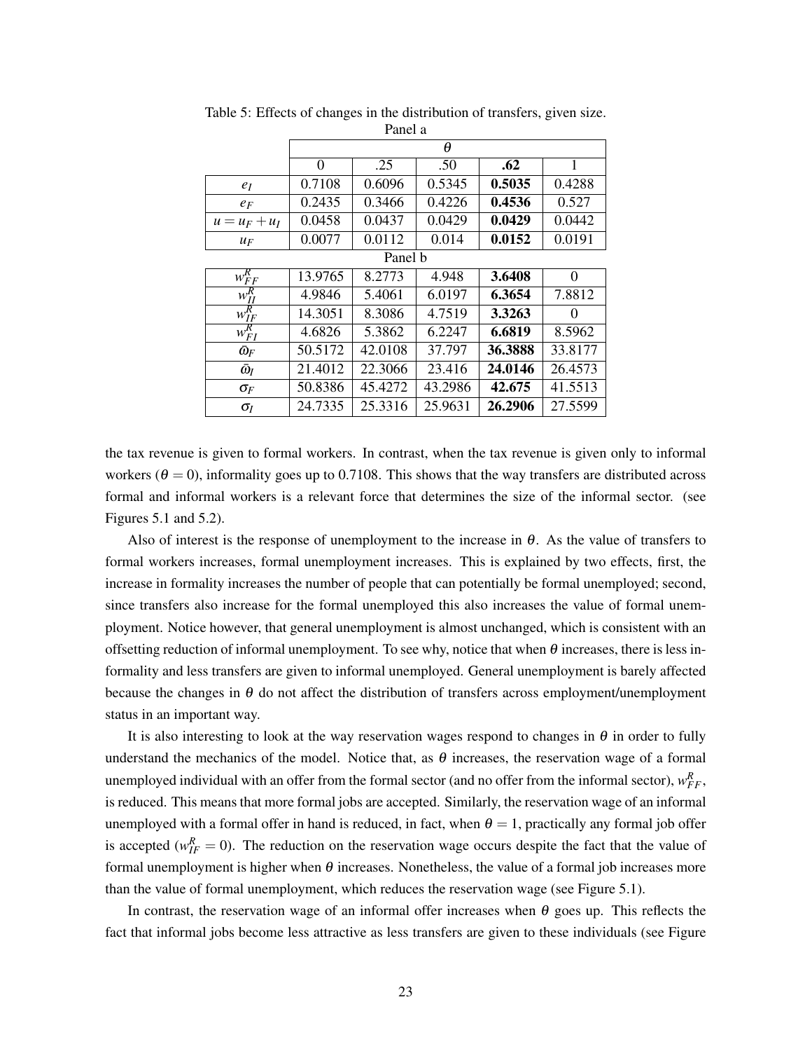Table 5: Effects of changes in the distribution of transfers, given size.

Panel a

| | $\theta$ | | | | |
|---|---|---|---|---|---|
| | 0 | .25 | .50 | **.62** | 1 |
| $e_I$ | 0.7108 | 0.6096 | 0.5345 | **0.5035** | 0.4288 |
| $e_F$ | 0.2435 | 0.3466 | 0.4226 | **0.4536** | 0.527 |
| $u = u_F + u_I$ | 0.0458 | 0.0437 | 0.0429 | **0.0429** | 0.0442 |
| $u_F$ | 0.0077 | 0.0112 | 0.014 | **0.0152** | 0.0191 |

Panel b

| | 0 | .25 | .50 | **.62** | 1 |
|---|---|---|---|---|---|
| $w^R_{FF}$ | 13.9765 | 8.2773 | 4.948 | **3.6408** | 0 |
| $w^R_{II}$ | 4.9846 | 5.4061 | 6.0197 | **6.3654** | 7.8812 |
| $w^R_{IF}$ | 14.3051 | 8.3086 | 4.7519 | **3.3263** | 0 |
| $w^R_{FI}$ | 4.6826 | 5.3862 | 6.2247 | **6.6819** | 8.5962 |
| $\bar{\omega}_F$ | 50.5172 | 42.0108 | 37.797 | **36.3888** | 33.8177 |
| $\bar{\omega}_I$ | 21.4012 | 22.3066 | 23.416 | **24.0146** | 26.4573 |
| $\sigma_F$ | 50.8386 | 45.4272 | 43.2986 | **42.675** | 41.5513 |
| $\sigma_I$ | 24.7335 | 25.3316 | 25.9631 | **26.2906** | 27.5599 |

the tax revenue is given to formal workers. In contrast, when the tax revenue is given only to informal workers ($\theta = 0$), informality goes up to 0.7108. This shows that the way transfers are distributed across formal and informal workers is a relevant force that determines the size of the informal sector. (see Figures 5.1 and 5.2).

Also of interest is the response of unemployment to the increase in $\theta$. As the value of transfers to formal workers increases, formal unemployment increases. This is explained by two effects, first, the increase in formality increases the number of people that can potentially be formal unemployed; second, since transfers also increase for the formal unemployed this also increases the value of formal unemployment. Notice however, that general unemployment is almost unchanged, which is consistent with an offsetting reduction of informal unemployment. To see why, notice that when $\theta$ increases, there is less informality and less transfers are given to informal unemployed. General unemployment is barely affected because the changes in $\theta$ do not affect the distribution of transfers across employment/unemployment status in an important way.

It is also interesting to look at the way reservation wages respond to changes in $\theta$ in order to fully understand the mechanics of the model. Notice that, as $\theta$ increases, the reservation wage of a formal unemployed individual with an offer from the formal sector (and no offer from the informal sector), $w^R_{FF}$, is reduced. This means that more formal jobs are accepted. Similarly, the reservation wage of an informal unemployed with a formal offer in hand is reduced, in fact, when $\theta = 1$, practically any formal job offer is accepted ($w^R_{IF} = 0$). The reduction on the reservation wage occurs despite the fact that the value of formal unemployment is higher when $\theta$ increases. Nonetheless, the value of a formal job increases more than the value of formal unemployment, which reduces the reservation wage (see Figure 5.1).

In contrast, the reservation wage of an informal offer increases when $\theta$ goes up. This reflects the fact that informal jobs become less attractive as less transfers are given to these individuals (see Figure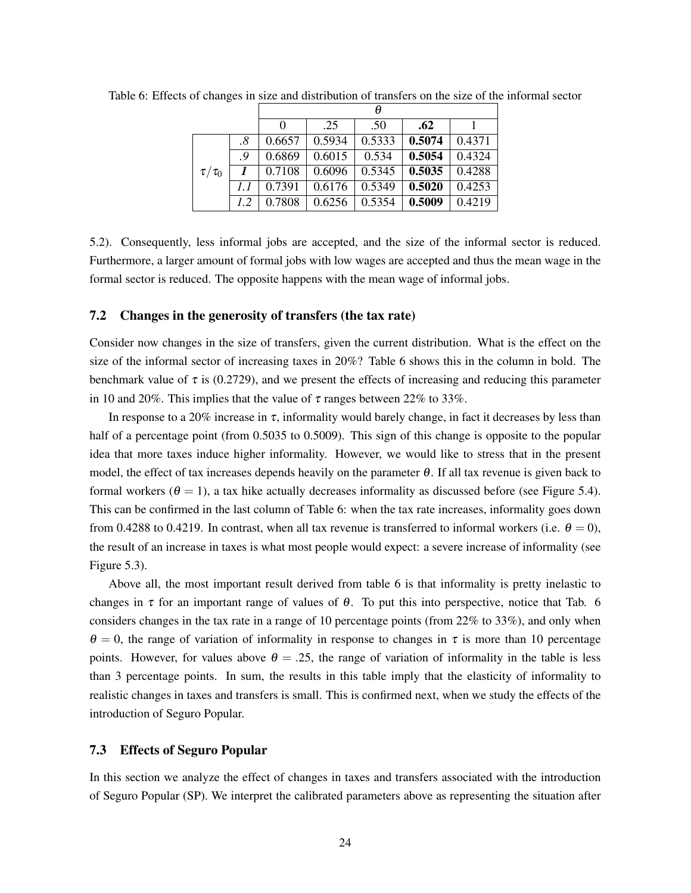Table 6: Effects of changes in size and distribution of transfers on the size of the informal sector

| | | $\theta$ | | | | |
|---|---|---|---|---|---|---|
| | | 0 | .25 | .50 | **.62** | 1 |
| $\tau/\tau_0$ | *.8* | 0.6657 | 0.5934 | 0.5333 | **0.5074** | 0.4371 |
| | *.9* | 0.6869 | 0.6015 | 0.534 | **0.5054** | 0.4324 |
| | ***1*** | 0.7108 | 0.6096 | 0.5345 | **0.5035** | 0.4288 |
| | *1.1* | 0.7391 | 0.6176 | 0.5349 | **0.5020** | 0.4253 |
| | *1.2* | 0.7808 | 0.6256 | 0.5354 | **0.5009** | 0.4219 |

5.2). Consequently, less informal jobs are accepted, and the size of the informal sector is reduced. Furthermore, a larger amount of formal jobs with low wages are accepted and thus the mean wage in the formal sector is reduced. The opposite happens with the mean wage of informal jobs.

### 7.2 Changes in the generosity of transfers (the tax rate)

Consider now changes in the size of transfers, given the current distribution. What is the effect on the size of the informal sector of increasing taxes in 20%? Table 6 shows this in the column in bold. The benchmark value of $\tau$ is (0.2729), and we present the effects of increasing and reducing this parameter in 10 and 20%. This implies that the value of $\tau$ ranges between 22% to 33%.

In response to a 20% increase in $\tau$, informality would barely change, in fact it decreases by less than half of a percentage point (from 0.5035 to 0.5009). This sign of this change is opposite to the popular idea that more taxes induce higher informality. However, we would like to stress that in the present model, the effect of tax increases depends heavily on the parameter $\theta$. If all tax revenue is given back to formal workers ($\theta = 1$), a tax hike actually decreases informality as discussed before (see Figure 5.4). This can be confirmed in the last column of Table 6: when the tax rate increases, informality goes down from 0.4288 to 0.4219. In contrast, when all tax revenue is transferred to informal workers (i.e. $\theta = 0$), the result of an increase in taxes is what most people would expect: a severe increase of informality (see Figure 5.3).

Above all, the most important result derived from table 6 is that informality is pretty inelastic to changes in $\tau$ for an important range of values of $\theta$. To put this into perspective, notice that Tab. 6 considers changes in the tax rate in a range of 10 percentage points (from 22% to 33%), and only when $\theta = 0$, the range of variation of informality in response to changes in $\tau$ is more than 10 percentage points. However, for values above $\theta = .25$, the range of variation of informality in the table is less than 3 percentage points. In sum, the results in this table imply that the elasticity of informality to realistic changes in taxes and transfers is small. This is confirmed next, when we study the effects of the introduction of Seguro Popular.

### 7.3 Effects of Seguro Popular

In this section we analyze the effect of changes in taxes and transfers associated with the introduction of Seguro Popular (SP). We interpret the calibrated parameters above as representing the situation after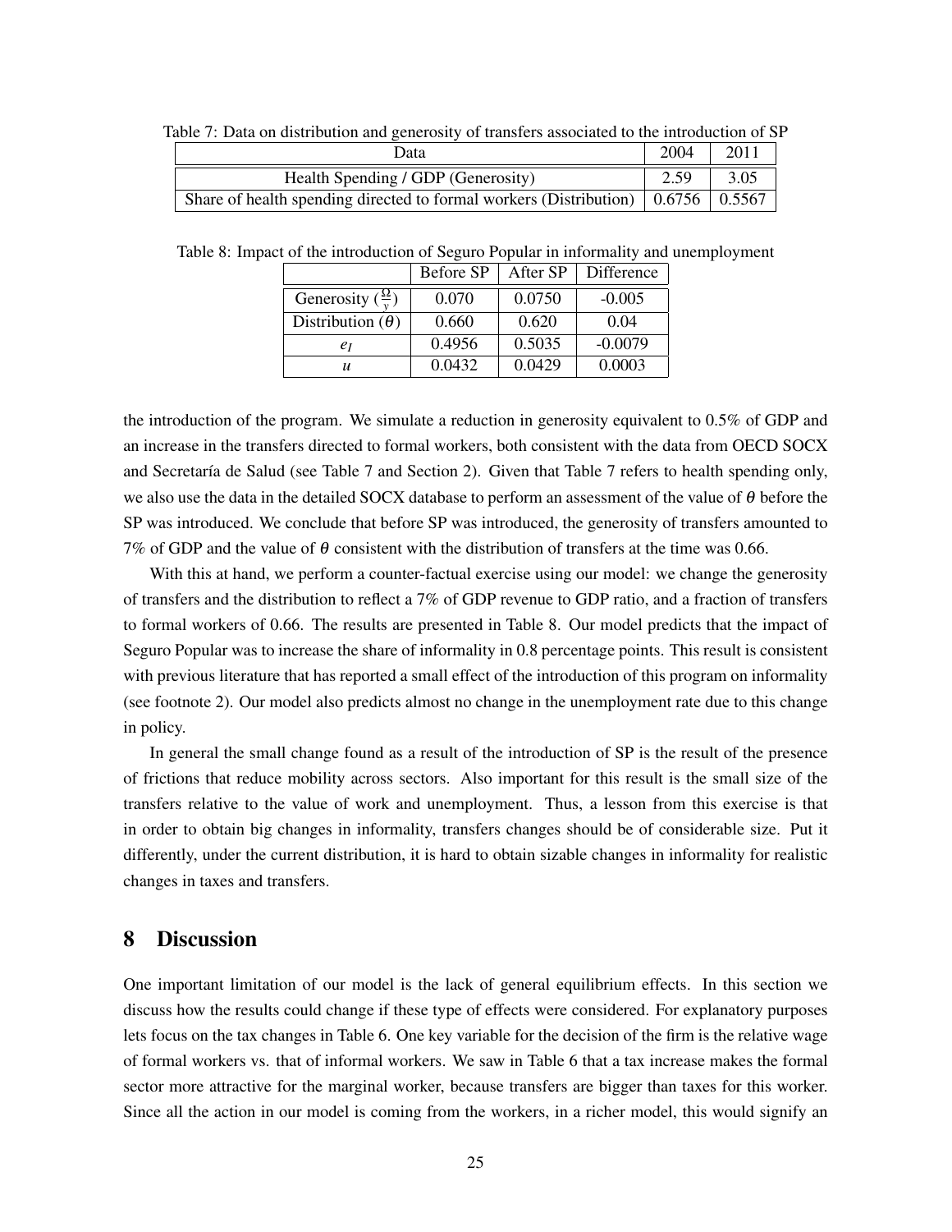Table 7: Data on distribution and generosity of transfers associated to the introduction of SP

| Data | 2004 | 2011 |
|---|---|---|
| Health Spending / GDP (Generosity) | 2.59 | 3.05 |
| Share of health spending directed to formal workers (Distribution) | 0.6756 | 0.5567 |

Table 8: Impact of the introduction of Seguro Popular in informality and unemployment

| | Before SP | After SP | Difference |
|---|---|---|---|
| Generosity ($\frac{\Omega}{y}$) | 0.070 | 0.0750 | -0.005 |
| Distribution ($\theta$) | 0.660 | 0.620 | 0.04 |
| $e_I$ | 0.4956 | 0.5035 | -0.0079 |
| $u$ | 0.0432 | 0.0429 | 0.0003 |

the introduction of the program. We simulate a reduction in generosity equivalent to 0.5% of GDP and an increase in the transfers directed to formal workers, both consistent with the data from OECD SOCX and Secretaría de Salud (see Table 7 and Section 2). Given that Table 7 refers to health spending only, we also use the data in the detailed SOCX database to perform an assessment of the value of $\theta$ before the SP was introduced. We conclude that before SP was introduced, the generosity of transfers amounted to 7% of GDP and the value of $\theta$ consistent with the distribution of transfers at the time was 0.66.

With this at hand, we perform a counter-factual exercise using our model: we change the generosity of transfers and the distribution to reflect a 7% of GDP revenue to GDP ratio, and a fraction of transfers to formal workers of 0.66. The results are presented in Table 8. Our model predicts that the impact of Seguro Popular was to increase the share of informality in 0.8 percentage points. This result is consistent with previous literature that has reported a small effect of the introduction of this program on informality (see footnote 2). Our model also predicts almost no change in the unemployment rate due to this change in policy.

In general the small change found as a result of the introduction of SP is the result of the presence of frictions that reduce mobility across sectors. Also important for this result is the small size of the transfers relative to the value of work and unemployment. Thus, a lesson from this exercise is that in order to obtain big changes in informality, transfers changes should be of considerable size. Put it differently, under the current distribution, it is hard to obtain sizable changes in informality for realistic changes in taxes and transfers.

## 8 Discussion

One important limitation of our model is the lack of general equilibrium effects. In this section we discuss how the results could change if these type of effects were considered. For explanatory purposes lets focus on the tax changes in Table 6. One key variable for the decision of the firm is the relative wage of formal workers vs. that of informal workers. We saw in Table 6 that a tax increase makes the formal sector more attractive for the marginal worker, because transfers are bigger than taxes for this worker. Since all the action in our model is coming from the workers, in a richer model, this would signify an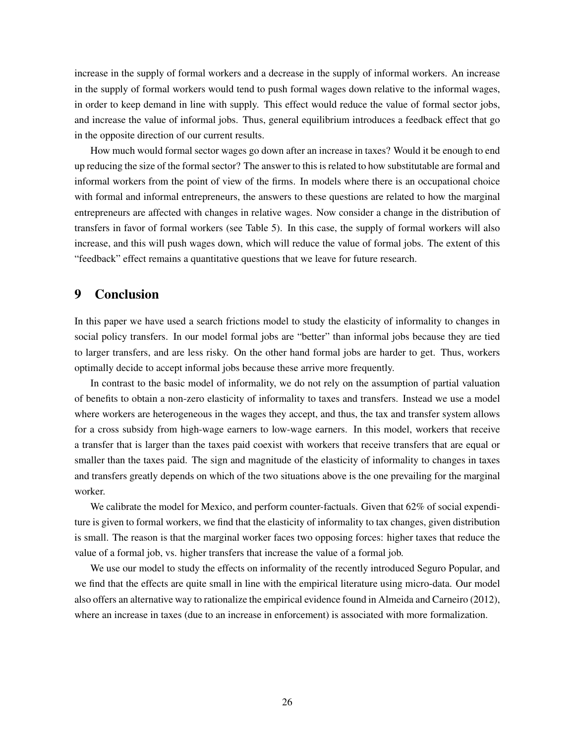increase in the supply of formal workers and a decrease in the supply of informal workers. An increase in the supply of formal workers would tend to push formal wages down relative to the informal wages, in order to keep demand in line with supply. This effect would reduce the value of formal sector jobs, and increase the value of informal jobs. Thus, general equilibrium introduces a feedback effect that go in the opposite direction of our current results.

How much would formal sector wages go down after an increase in taxes? Would it be enough to end up reducing the size of the formal sector? The answer to this is related to how substitutable are formal and informal workers from the point of view of the firms. In models where there is an occupational choice with formal and informal entrepreneurs, the answers to these questions are related to how the marginal entrepreneurs are affected with changes in relative wages. Now consider a change in the distribution of transfers in favor of formal workers (see Table 5). In this case, the supply of formal workers will also increase, and this will push wages down, which will reduce the value of formal jobs. The extent of this "feedback" effect remains a quantitative questions that we leave for future research.

# 9 Conclusion

In this paper we have used a search frictions model to study the elasticity of informality to changes in social policy transfers. In our model formal jobs are "better" than informal jobs because they are tied to larger transfers, and are less risky. On the other hand formal jobs are harder to get. Thus, workers optimally decide to accept informal jobs because these arrive more frequently.

In contrast to the basic model of informality, we do not rely on the assumption of partial valuation of benefits to obtain a non-zero elasticity of informality to taxes and transfers. Instead we use a model where workers are heterogeneous in the wages they accept, and thus, the tax and transfer system allows for a cross subsidy from high-wage earners to low-wage earners. In this model, workers that receive a transfer that is larger than the taxes paid coexist with workers that receive transfers that are equal or smaller than the taxes paid. The sign and magnitude of the elasticity of informality to changes in taxes and transfers greatly depends on which of the two situations above is the one prevailing for the marginal worker.

We calibrate the model for Mexico, and perform counter-factuals. Given that 62% of social expenditure is given to formal workers, we find that the elasticity of informality to tax changes, given distribution is small. The reason is that the marginal worker faces two opposing forces: higher taxes that reduce the value of a formal job, vs. higher transfers that increase the value of a formal job.

We use our model to study the effects on informality of the recently introduced Seguro Popular, and we find that the effects are quite small in line with the empirical literature using micro-data. Our model also offers an alternative way to rationalize the empirical evidence found in Almeida and Carneiro (2012), where an increase in taxes (due to an increase in enforcement) is associated with more formalization.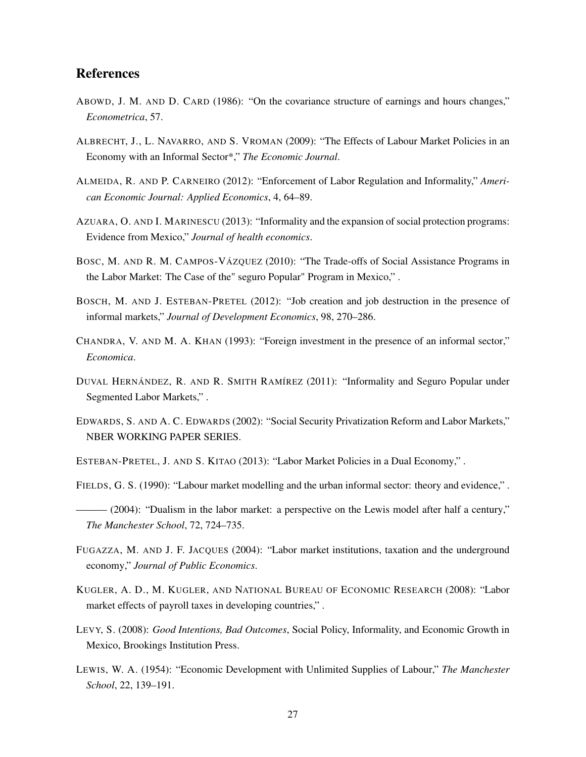## References

Abowd, J. M. and D. Card (1986): "On the covariance structure of earnings and hours changes," *Econometrica*, 57.

Albrecht, J., L. Navarro, and S. Vroman (2009): "The Effects of Labour Market Policies in an Economy with an Informal Sector*," *The Economic Journal*.

Almeida, R. and P. Carneiro (2012): "Enforcement of Labor Regulation and Informality," *American Economic Journal: Applied Economics*, 4, 64–89.

Azuara, O. and I. Marinescu (2013): "Informality and the expansion of social protection programs: Evidence from Mexico," *Journal of health economics*.

Bosc, M. and R. M. Campos-Vázquez (2010): "The Trade-offs of Social Assistance Programs in the Labor Market: The Case of the" seguro Popular" Program in Mexico," .

Bosch, M. and J. Esteban-Pretel (2012): "Job creation and job destruction in the presence of informal markets," *Journal of Development Economics*, 98, 270–286.

Chandra, V. and M. A. Khan (1993): "Foreign investment in the presence of an informal sector," *Economica*.

Duval Hernández, R. and R. Smith Ramírez (2011): "Informality and Seguro Popular under Segmented Labor Markets," .

Edwards, S. and A. C. Edwards (2002): "Social Security Privatization Reform and Labor Markets," NBER WORKING PAPER SERIES.

Esteban-Pretel, J. and S. Kitao (2013): "Labor Market Policies in a Dual Economy," .

Fields, G. S. (1990): "Labour market modelling and the urban informal sector: theory and evidence," .

——— (2004): "Dualism in the labor market: a perspective on the Lewis model after half a century," *The Manchester School*, 72, 724–735.

Fugazza, M. and J. F. Jacques (2004): "Labor market institutions, taxation and the underground economy," *Journal of Public Economics*.

Kugler, A. D., M. Kugler, and National Bureau of Economic Research (2008): "Labor market effects of payroll taxes in developing countries," .

Levy, S. (2008): *Good Intentions, Bad Outcomes*, Social Policy, Informality, and Economic Growth in Mexico, Brookings Institution Press.

Lewis, W. A. (1954): "Economic Development with Unlimited Supplies of Labour," *The Manchester School*, 22, 139–191.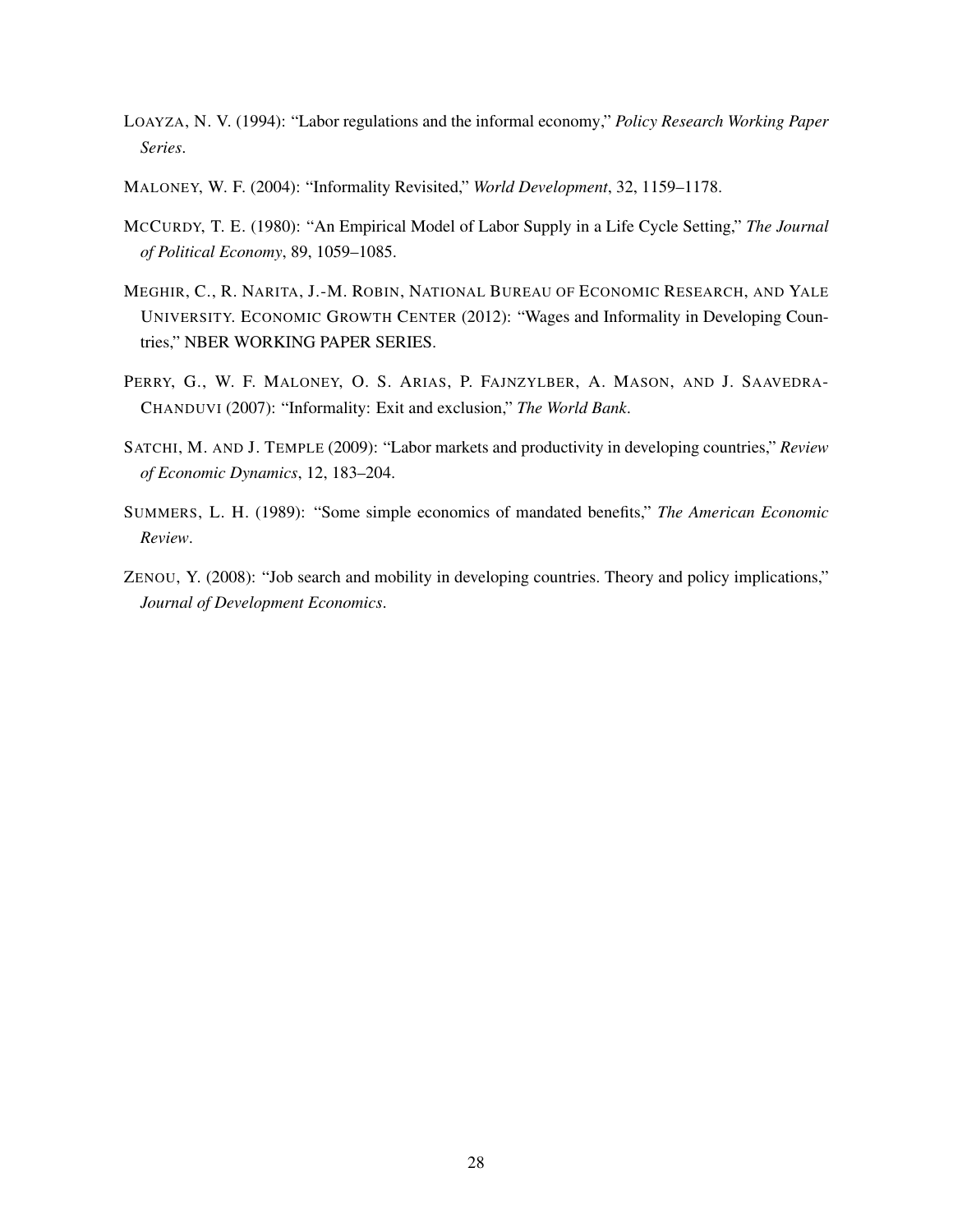LOAYZA, N. V. (1994): "Labor regulations and the informal economy," *Policy Research Working Paper Series*.

MALONEY, W. F. (2004): "Informality Revisited," *World Development*, 32, 1159–1178.

MCCURDY, T. E. (1980): "An Empirical Model of Labor Supply in a Life Cycle Setting," *The Journal of Political Economy*, 89, 1059–1085.

MEGHIR, C., R. NARITA, J.-M. ROBIN, NATIONAL BUREAU OF ECONOMIC RESEARCH, AND YALE UNIVERSITY. ECONOMIC GROWTH CENTER (2012): "Wages and Informality in Developing Countries," NBER WORKING PAPER SERIES.

PERRY, G., W. F. MALONEY, O. S. ARIAS, P. FAJNZYLBER, A. MASON, AND J. SAAVEDRA-CHANDUVI (2007): "Informality: Exit and exclusion," *The World Bank*.

SATCHI, M. AND J. TEMPLE (2009): "Labor markets and productivity in developing countries," *Review of Economic Dynamics*, 12, 183–204.

SUMMERS, L. H. (1989): "Some simple economics of mandated benefits," *The American Economic Review*.

ZENOU, Y. (2008): "Job search and mobility in developing countries. Theory and policy implications," *Journal of Development Economics*.